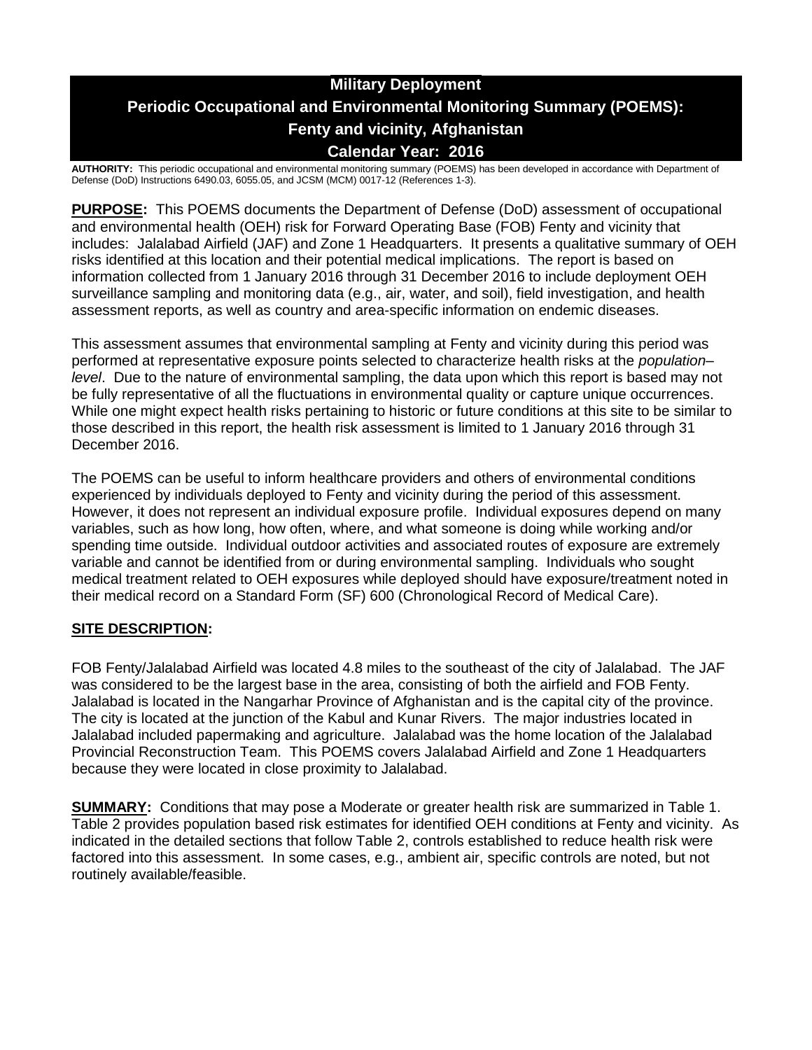# Military Deployment
# Periodic Occupational and Environmental Monitoring Summary (POEMS): Fenty and vicinity, Afghanistan
# Calendar Year: 2016

**AUTHORITY:** This periodic occupational and environmental monitoring summary (POEMS) has been developed in accordance with Department of Defense (DoD) Instructions 6490.03, 6055.05, and JCSM (MCM) 0017-12 (References 1-3).

**PURPOSE:** This POEMS documents the Department of Defense (DoD) assessment of occupational and environmental health (OEH) risk for Forward Operating Base (FOB) Fenty and vicinity that includes: Jalalabad Airfield (JAF) and Zone 1 Headquarters. It presents a qualitative summary of OEH risks identified at this location and their potential medical implications. The report is based on information collected from 1 January 2016 through 31 December 2016 to include deployment OEH surveillance sampling and monitoring data (e.g., air, water, and soil), field investigation, and health assessment reports, as well as country and area-specific information on endemic diseases.

This assessment assumes that environmental sampling at Fenty and vicinity during this period was performed at representative exposure points selected to characterize health risks at the *population–level*. Due to the nature of environmental sampling, the data upon which this report is based may not be fully representative of all the fluctuations in environmental quality or capture unique occurrences. While one might expect health risks pertaining to historic or future conditions at this site to be similar to those described in this report, the health risk assessment is limited to 1 January 2016 through 31 December 2016.

The POEMS can be useful to inform healthcare providers and others of environmental conditions experienced by individuals deployed to Fenty and vicinity during the period of this assessment. However, it does not represent an individual exposure profile. Individual exposures depend on many variables, such as how long, how often, where, and what someone is doing while working and/or spending time outside. Individual outdoor activities and associated routes of exposure are extremely variable and cannot be identified from or during environmental sampling. Individuals who sought medical treatment related to OEH exposures while deployed should have exposure/treatment noted in their medical record on a Standard Form (SF) 600 (Chronological Record of Medical Care).

**SITE DESCRIPTION:**

FOB Fenty/Jalalabad Airfield was located 4.8 miles to the southeast of the city of Jalalabad. The JAF was considered to be the largest base in the area, consisting of both the airfield and FOB Fenty. Jalalabad is located in the Nangarhar Province of Afghanistan and is the capital city of the province. The city is located at the junction of the Kabul and Kunar Rivers. The major industries located in Jalalabad included papermaking and agriculture. Jalalabad was the home location of the Jalalabad Provincial Reconstruction Team. This POEMS covers Jalalabad Airfield and Zone 1 Headquarters because they were located in close proximity to Jalalabad.

**SUMMARY:** Conditions that may pose a Moderate or greater health risk are summarized in Table 1. Table 2 provides population based risk estimates for identified OEH conditions at Fenty and vicinity. As indicated in the detailed sections that follow Table 2, controls established to reduce health risk were factored into this assessment. In some cases, e.g., ambient air, specific controls are noted, but not routinely available/feasible.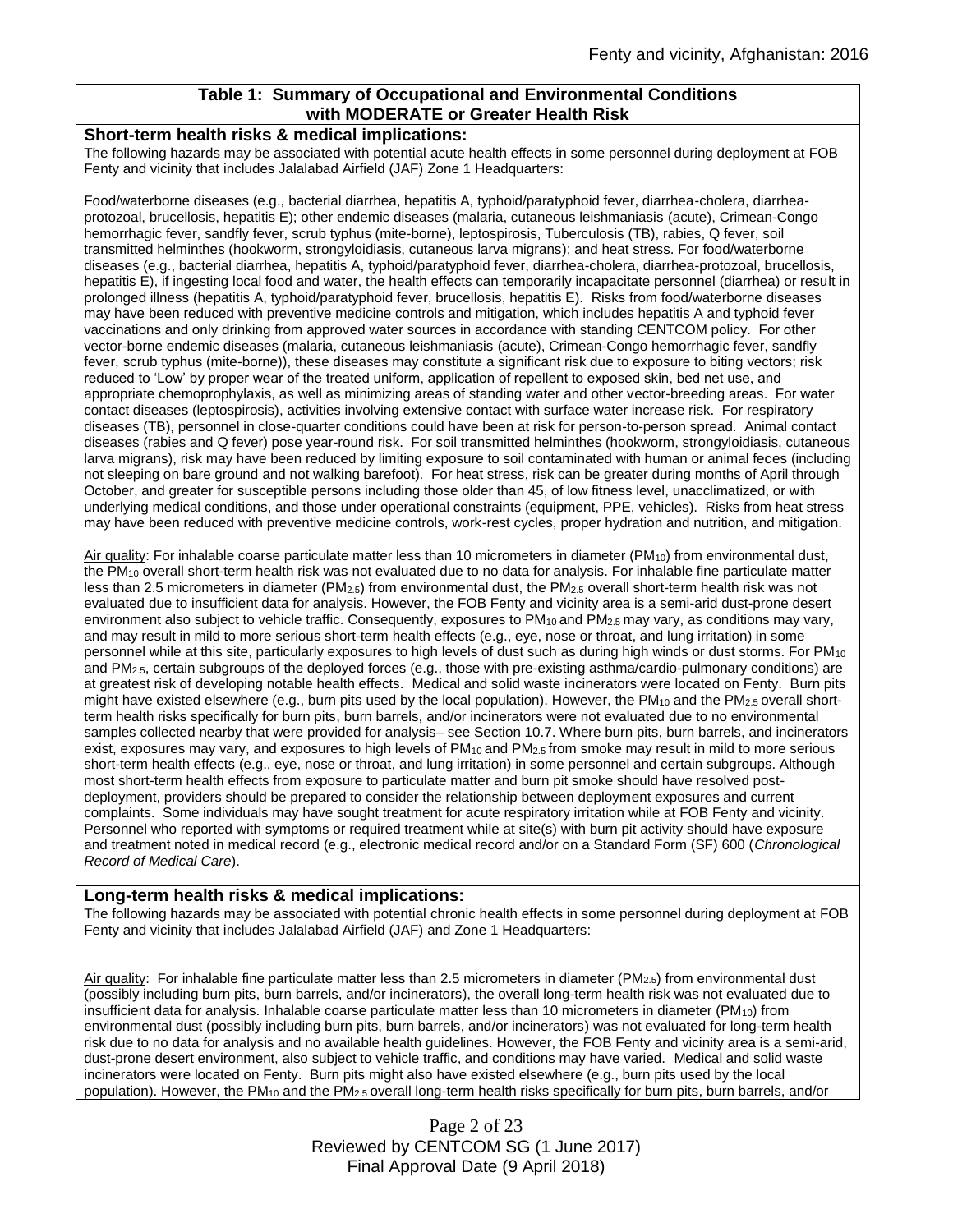## Table 1: Summary of Occupational and Environmental Conditions with MODERATE or Greater Health Risk

### Short-term health risks & medical implications:

The following hazards may be associated with potential acute health effects in some personnel during deployment at FOB Fenty and vicinity that includes Jalalabad Airfield (JAF) Zone 1 Headquarters:

Food/waterborne diseases (e.g., bacterial diarrhea, hepatitis A, typhoid/paratyphoid fever, diarrhea-cholera, diarrhea-protozoal, brucellosis, hepatitis E); other endemic diseases (malaria, cutaneous leishmaniasis (acute), Crimean-Congo hemorrhagic fever, sandfly fever, scrub typhus (mite-borne), leptospirosis, Tuberculosis (TB), rabies, Q fever, soil transmitted helminthes (hookworm, strongyloidiasis, cutaneous larva migrans); and heat stress. For food/waterborne diseases (e.g., bacterial diarrhea, hepatitis A, typhoid/paratyphoid fever, diarrhea-cholera, diarrhea-protozoal, brucellosis, hepatitis E), if ingesting local food and water, the health effects can temporarily incapacitate personnel (diarrhea) or result in prolonged illness (hepatitis A, typhoid/paratyphoid fever, brucellosis, hepatitis E). Risks from food/waterborne diseases may have been reduced with preventive medicine controls and mitigation, which includes hepatitis A and typhoid fever vaccinations and only drinking from approved water sources in accordance with standing CENTCOM policy. For other vector-borne endemic diseases (malaria, cutaneous leishmaniasis (acute), Crimean-Congo hemorrhagic fever, sandfly fever, scrub typhus (mite-borne)), these diseases may constitute a significant risk due to exposure to biting vectors; risk reduced to 'Low' by proper wear of the treated uniform, application of repellent to exposed skin, bed net use, and appropriate chemoprophylaxis, as well as minimizing areas of standing water and other vector-breeding areas. For water contact diseases (leptospirosis), activities involving extensive contact with surface water increase risk. For respiratory diseases (TB), personnel in close-quarter conditions could have been at risk for person-to-person spread. Animal contact diseases (rabies and Q fever) pose year-round risk. For soil transmitted helminthes (hookworm, strongyloidiasis, cutaneous larva migrans), risk may have been reduced by limiting exposure to soil contaminated with human or animal feces (including not sleeping on bare ground and not walking barefoot). For heat stress, risk can be greater during months of April through October, and greater for susceptible persons including those older than 45, of low fitness level, unacclimatized, or with underlying medical conditions, and those under operational constraints (equipment, PPE, vehicles). Risks from heat stress may have been reduced with preventive medicine controls, work-rest cycles, proper hydration and nutrition, and mitigation.

Air quality: For inhalable coarse particulate matter less than 10 micrometers in diameter ($PM_{10}$) from environmental dust, the $PM_{10}$ overall short-term health risk was not evaluated due to no data for analysis. For inhalable fine particulate matter less than 2.5 micrometers in diameter ($PM_{2.5}$) from environmental dust, the $PM_{2.5}$ overall short-term health risk was not evaluated due to insufficient data for analysis. However, the FOB Fenty and vicinity area is a semi-arid dust-prone desert environment also subject to vehicle traffic. Consequently, exposures to $PM_{10}$ and $PM_{2.5}$ may vary, as conditions may vary, and may result in mild to more serious short-term health effects (e.g., eye, nose or throat, and lung irritation) in some personnel while at this site, particularly exposures to high levels of dust such as during high winds or dust storms. For $PM_{10}$ and $PM_{2.5}$, certain subgroups of the deployed forces (e.g., those with pre-existing asthma/cardio-pulmonary conditions) are at greatest risk of developing notable health effects. Medical and solid waste incinerators were located on Fenty. Burn pits might have existed elsewhere (e.g., burn pits used by the local population). However, the $PM_{10}$ and the $PM_{2.5}$ overall short-term health risks specifically for burn pits, burn barrels, and/or incinerators were not evaluated due to no environmental samples collected nearby that were provided for analysis– see Section 10.7. Where burn pits, burn barrels, and incinerators exist, exposures may vary, and exposures to high levels of $PM_{10}$ and $PM_{2.5}$ from smoke may result in mild to more serious short-term health effects (e.g., eye, nose or throat, and lung irritation) in some personnel and certain subgroups. Although most short-term health effects from exposure to particulate matter and burn pit smoke should have resolved post-deployment, providers should be prepared to consider the relationship between deployment exposures and current complaints. Some individuals may have sought treatment for acute respiratory irritation while at FOB Fenty and vicinity. Personnel who reported with symptoms or required treatment while at site(s) with burn pit activity should have exposure and treatment noted in medical record (e.g., electronic medical record and/or on a Standard Form (SF) 600 (*Chronological Record of Medical Care*).

### Long-term health risks & medical implications:

The following hazards may be associated with potential chronic health effects in some personnel during deployment at FOB Fenty and vicinity that includes Jalalabad Airfield (JAF) and Zone 1 Headquarters:

Air quality: For inhalable fine particulate matter less than 2.5 micrometers in diameter ($PM_{2.5}$) from environmental dust (possibly including burn pits, burn barrels, and/or incinerators), the overall long-term health risk was not evaluated due to insufficient data for analysis. Inhalable coarse particulate matter less than 10 micrometers in diameter ($PM_{10}$) from environmental dust (possibly including burn pits, burn barrels, and/or incinerators) was not evaluated for long-term health risk due to no data for analysis and no available health guidelines. However, the FOB Fenty and vicinity area is a semi-arid, dust-prone desert environment, also subject to vehicle traffic, and conditions may have varied. Medical and solid waste incinerators were located on Fenty. Burn pits might also have existed elsewhere (e.g., burn pits used by the local population). However, the $PM_{10}$ and the $PM_{2.5}$ overall long-term health risks specifically for burn pits, burn barrels, and/or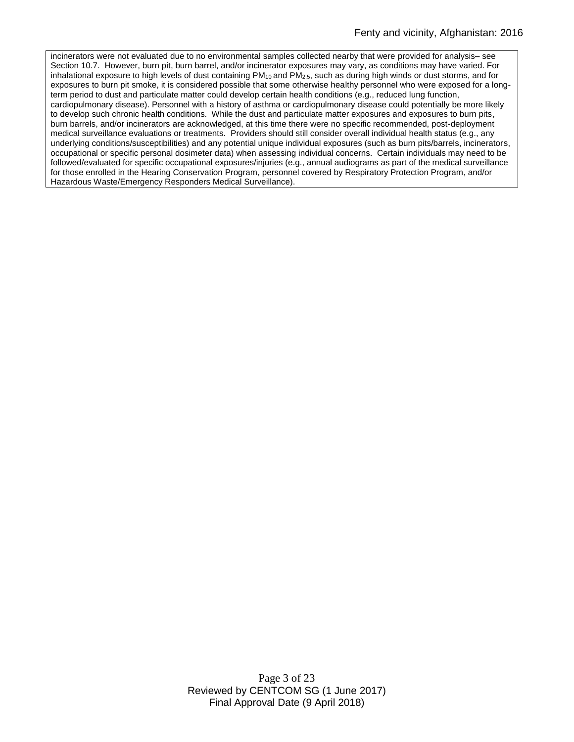incinerators were not evaluated due to no environmental samples collected nearby that were provided for analysis– see Section 10.7. However, burn pit, burn barrel, and/or incinerator exposures may vary, as conditions may have varied. For inhalational exposure to high levels of dust containing $PM_{10}$ and $PM_{2.5}$, such as during high winds or dust storms, and for exposures to burn pit smoke, it is considered possible that some otherwise healthy personnel who were exposed for a long-term period to dust and particulate matter could develop certain health conditions (e.g., reduced lung function, cardiopulmonary disease). Personnel with a history of asthma or cardiopulmonary disease could potentially be more likely to develop such chronic health conditions. While the dust and particulate matter exposures and exposures to burn pits, burn barrels, and/or incinerators are acknowledged, at this time there were no specific recommended, post-deployment medical surveillance evaluations or treatments. Providers should still consider overall individual health status (e.g., any underlying conditions/susceptibilities) and any potential unique individual exposures (such as burn pits/barrels, incinerators, occupational or specific personal dosimeter data) when assessing individual concerns. Certain individuals may need to be followed/evaluated for specific occupational exposures/injuries (e.g., annual audiograms as part of the medical surveillance for those enrolled in the Hearing Conservation Program, personnel covered by Respiratory Protection Program, and/or Hazardous Waste/Emergency Responders Medical Surveillance).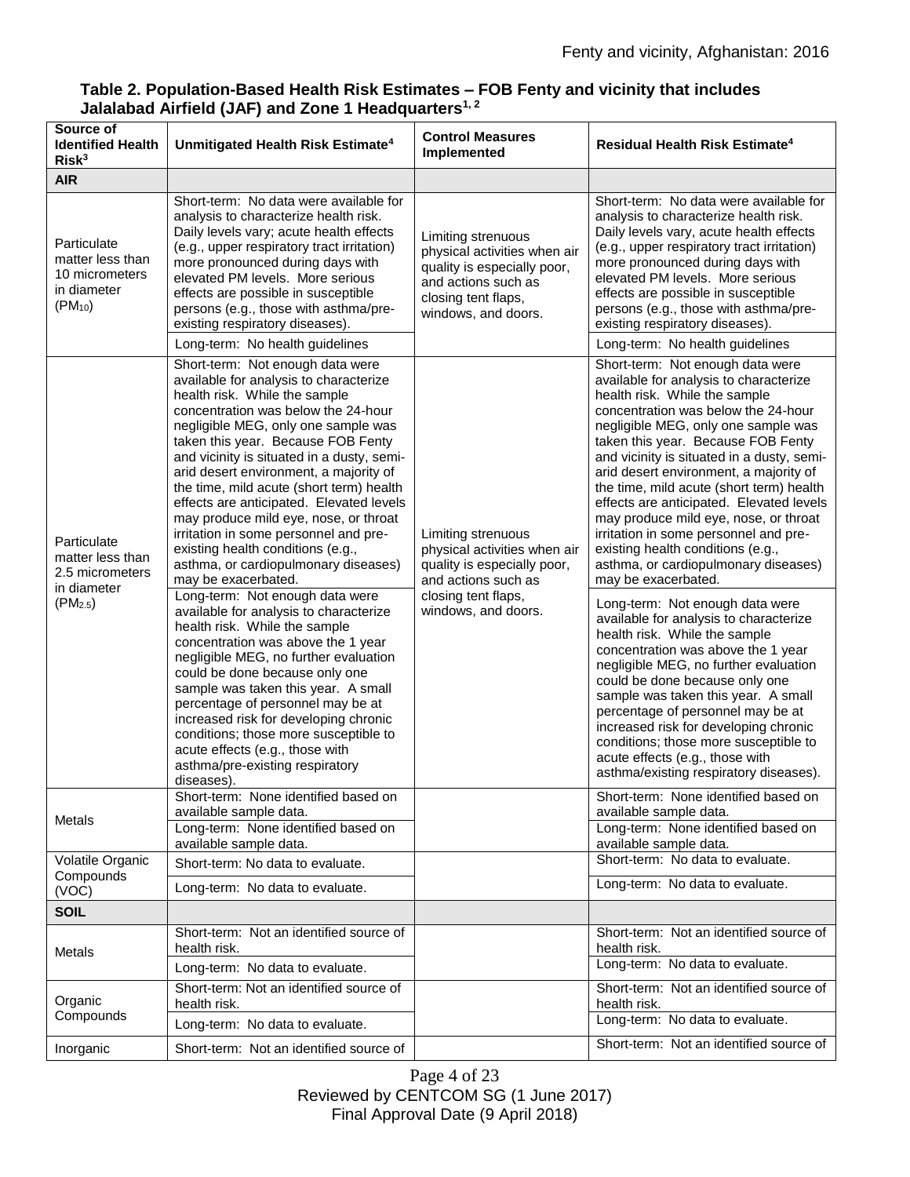**Table 2. Population-Based Health Risk Estimates – FOB Fenty and vicinity that includes Jalalabad Airfield (JAF) and Zone 1 Headquarters[1, 2]**

| Source of Identified Health Risk[3] | Unmitigated Health Risk Estimate[4] | Control Measures Implemented | Residual Health Risk Estimate[4] |
|---|---|---|---|
| **AIR** | | | |
| Particulate matter less than 10 micrometers in diameter ($PM_{10}$) | Short-term: No data were available for analysis to characterize health risk. Daily levels vary; acute health effects (e.g., upper respiratory tract irritation) more pronounced during days with elevated PM levels. More serious effects are possible in susceptible persons (e.g., those with asthma/pre-existing respiratory diseases). | Limiting strenuous physical activities when air quality is especially poor, and actions such as closing tent flaps, windows, and doors. | Short-term: No data were available for analysis to characterize health risk. Daily levels vary, acute health effects (e.g., upper respiratory tract irritation) more pronounced during days with elevated PM levels. More serious effects are possible in susceptible persons (e.g., those with asthma/pre-existing respiratory diseases). |
| | Long-term: No health guidelines | | Long-term: No health guidelines |
| Particulate matter less than 2.5 micrometers in diameter ($PM_{2.5}$) | Short-term: Not enough data were available for analysis to characterize health risk. While the sample concentration was below the 24-hour negligible MEG, only one sample was taken this year. Because FOB Fenty and vicinity is situated in a dusty, semi-arid desert environment, a majority of the time, mild acute (short term) health effects are anticipated. Elevated levels may produce mild eye, nose, or throat irritation in some personnel and pre-existing health conditions (e.g., asthma, or cardiopulmonary diseases) may be exacerbated. | Limiting strenuous physical activities when air quality is especially poor, and actions such as closing tent flaps, windows, and doors. | Short-term: Not enough data were available for analysis to characterize health risk. While the sample concentration was below the 24-hour negligible MEG, only one sample was taken this year. Because FOB Fenty and vicinity is situated in a dusty, semi-arid desert environment, a majority of the time, mild acute (short term) health effects are anticipated. Elevated levels may produce mild eye, nose, or throat irritation in some personnel and pre-existing health conditions (e.g., asthma, or cardiopulmonary diseases) may be exacerbated. |
| | Long-term: Not enough data were available for analysis to characterize health risk. While the sample concentration was above the 1 year negligible MEG, no further evaluation could be done because only one sample was taken this year. A small percentage of personnel may be at increased risk for developing chronic conditions; those more susceptible to acute effects (e.g., those with asthma/pre-existing respiratory diseases). | | Long-term: Not enough data were available for analysis to characterize health risk. While the sample concentration was above the 1 year negligible MEG, no further evaluation could be done because only one sample was taken this year. A small percentage of personnel may be at increased risk for developing chronic conditions; those more susceptible to acute effects (e.g., those with asthma/existing respiratory diseases). |
| Metals | Short-term: None identified based on available sample data. | | Short-term: None identified based on available sample data. |
| | Long-term: None identified based on available sample data. | | Long-term: None identified based on available sample data. |
| Volatile Organic Compounds (VOC) | Short-term: No data to evaluate. | | Short-term: No data to evaluate. |
| | Long-term: No data to evaluate. | | Long-term: No data to evaluate. |
| **SOIL** | | | |
| Metals | Short-term: Not an identified source of health risk. | | Short-term: Not an identified source of health risk. |
| | Long-term: No data to evaluate. | | Long-term: No data to evaluate. |
| Organic Compounds | Short-term: Not an identified source of health risk. | | Short-term: Not an identified source of health risk. |
| | Long-term: No data to evaluate. | | Long-term: No data to evaluate. |
| Inorganic | Short-term: Not an identified source of | | Short-term: Not an identified source of |

Reviewed by CENTCOM SG (1 June 2017)
Final Approval Date (9 April 2018)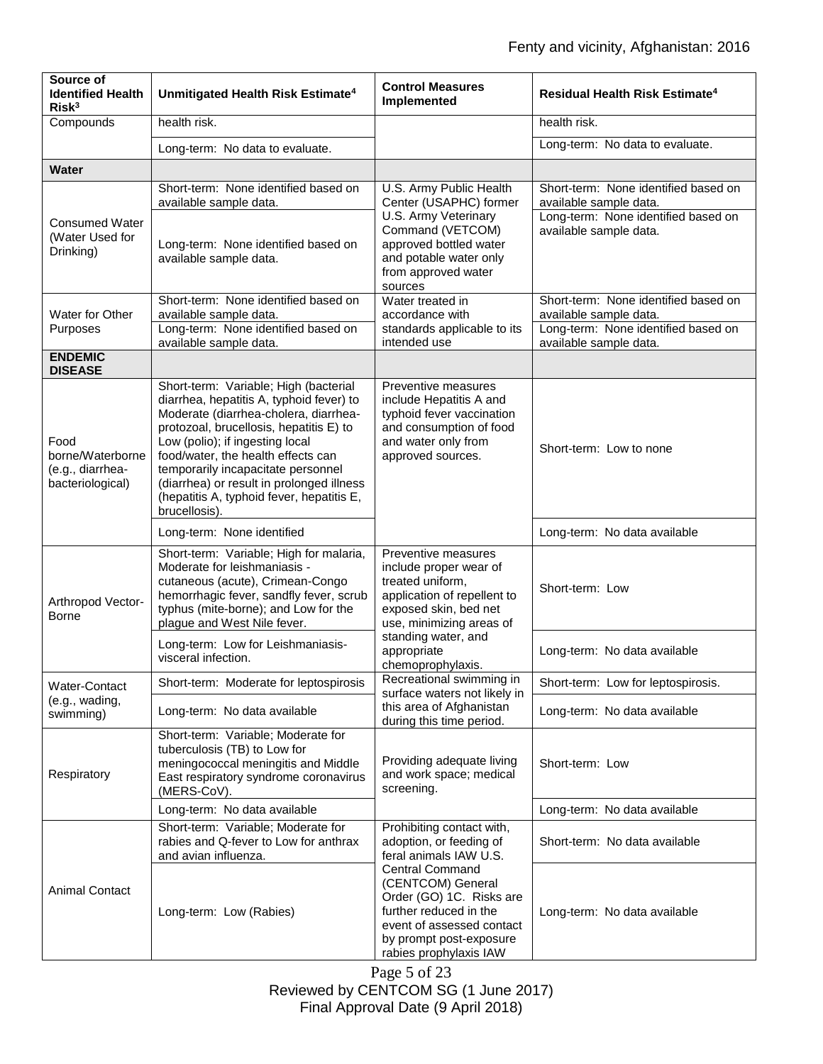| Source of Identified Health Risk[3] | Unmitigated Health Risk Estimate[4] | Control Measures Implemented | Residual Health Risk Estimate[4] |
|---|---|---|---|
| Compounds | health risk. | | health risk. |
| | Long-term: No data to evaluate. | | Long-term: No data to evaluate. |
| **Water** | | | |
| Consumed Water (Water Used for Drinking) | Short-term: None identified based on available sample data. | U.S. Army Public Health Center (USAPHC) former U.S. Army Veterinary Command (VETCOM) approved bottled water and potable water only from approved water sources | Short-term: None identified based on available sample data. |
| | Long-term: None identified based on available sample data. | | Long-term: None identified based on available sample data. |
| Water for Other Purposes | Short-term: None identified based on available sample data. | Water treated in accordance with standards applicable to its intended use | Short-term: None identified based on available sample data. |
| | Long-term: None identified based on available sample data. | | Long-term: None identified based on available sample data. |
| **ENDEMIC DISEASE** | | | |
| Food borne/Waterborne (e.g., diarrhea-bacteriological) | Short-term: Variable; High (bacterial diarrhea, hepatitis A, typhoid fever) to Moderate (diarrhea-cholera, diarrhea-protozoal, brucellosis, hepatitis E) to Low (polio); if ingesting local food/water, the health effects can temporarily incapacitate personnel (diarrhea) or result in prolonged illness (hepatitis A, typhoid fever, hepatitis E, brucellosis). | Preventive measures include Hepatitis A and typhoid fever vaccination and consumption of food and water only from approved sources. | Short-term: Low to none |
| | Long-term: None identified | | Long-term: No data available |
| Arthropod Vector-Borne | Short-term: Variable; High for malaria, Moderate for leishmaniasis - cutaneous (acute), Crimean-Congo hemorrhagic fever, sandfly fever, scrub typhus (mite-borne); and Low for the plague and West Nile fever. | Preventive measures include proper wear of treated uniform, application of repellent to exposed skin, bed net use, minimizing areas of standing water, and appropriate chemoprophylaxis. | Short-term: Low |
| | Long-term: Low for Leishmaniasis-visceral infection. | | Long-term: No data available |
| Water-Contact (e.g., wading, swimming) | Short-term: Moderate for leptospirosis | Recreational swimming in surface waters not likely in this area of Afghanistan during this time period. | Short-term: Low for leptospirosis. |
| | Long-term: No data available | | Long-term: No data available |
| Respiratory | Short-term: Variable; Moderate for tuberculosis (TB) to Low for meningococcal meningitis and Middle East respiratory syndrome coronavirus (MERS-CoV). | Providing adequate living and work space; medical screening. | Short-term: Low |
| | Long-term: No data available | | Long-term: No data available |
| Animal Contact | Short-term: Variable; Moderate for rabies and Q-fever to Low for anthrax and avian influenza. | Prohibiting contact with, adoption, or feeding of feral animals IAW U.S. Central Command (CENTCOM) General Order (GO) 1C. Risks are further reduced in the event of assessed contact by prompt post-exposure rabies prophylaxis IAW | Short-term: No data available |
| | Long-term: Low (Rabies) | | Long-term: No data available |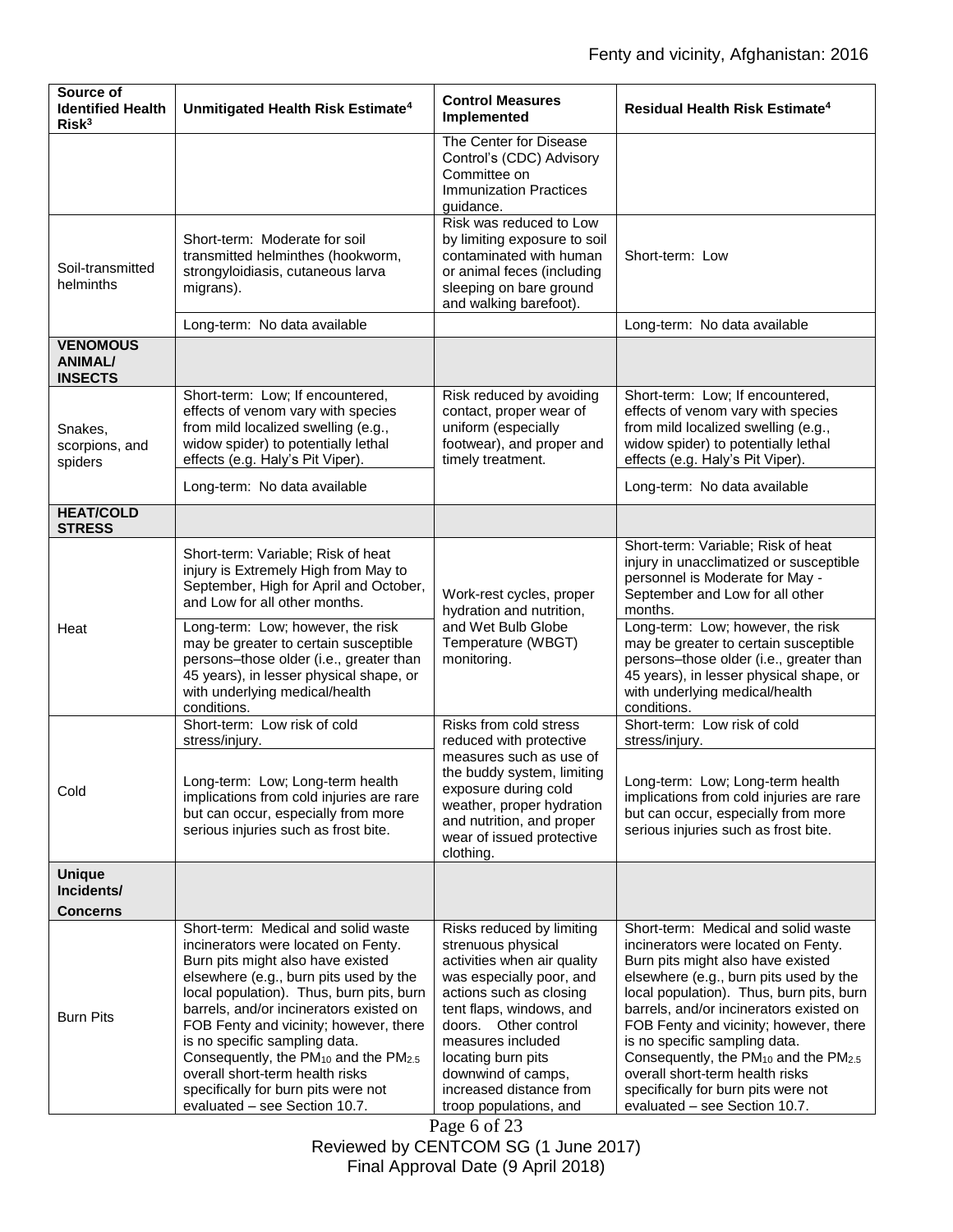| Source of Identified Health Risk[3] | Unmitigated Health Risk Estimate[4] | Control Measures Implemented | Residual Health Risk Estimate[4] |
|---|---|---|---|
| | | The Center for Disease Control's (CDC) Advisory Committee on Immunization Practices guidance. | |
| Soil-transmitted helminths | Short-term: Moderate for soil transmitted helminthes (hookworm, strongyloidiasis, cutaneous larva migrans). | Risk was reduced to Low by limiting exposure to soil contaminated with human or animal feces (including sleeping on bare ground and walking barefoot). | Short-term: Low |
| | Long-term: No data available | | Long-term: No data available |
| **VENOMOUS ANIMAL/ INSECTS** | | | |
| Snakes, scorpions, and spiders | Short-term: Low; If encountered, effects of venom vary with species from mild localized swelling (e.g., widow spider) to potentially lethal effects (e.g. Haly's Pit Viper). | Risk reduced by avoiding contact, proper wear of uniform (especially footwear), and proper and timely treatment. | Short-term: Low; If encountered, effects of venom vary with species from mild localized swelling (e.g., widow spider) to potentially lethal effects (e.g. Haly's Pit Viper). |
| | Long-term: No data available | | Long-term: No data available |
| **HEAT/COLD STRESS** | | | |
| Heat | Short-term: Variable; Risk of heat injury is Extremely High from May to September, High for April and October, and Low for all other months. | Work-rest cycles, proper hydration and nutrition, and Wet Bulb Globe Temperature (WBGT) monitoring. | Short-term: Variable; Risk of heat injury in unacclimatized or susceptible personnel is Moderate for May - September and Low for all other months. |
| | Long-term: Low; however, the risk may be greater to certain susceptible persons–those older (i.e., greater than 45 years), in lesser physical shape, or with underlying medical/health conditions. | | Long-term: Low; however, the risk may be greater to certain susceptible persons–those older (i.e., greater than 45 years), in lesser physical shape, or with underlying medical/health conditions. |
| Cold | Short-term: Low risk of cold stress/injury. | Risks from cold stress reduced with protective measures such as use of the buddy system, limiting exposure during cold weather, proper hydration and nutrition, and proper wear of issued protective clothing. | Short-term: Low risk of cold stress/injury. |
| | Long-term: Low; Long-term health implications from cold injuries are rare but can occur, especially from more serious injuries such as frost bite. | | Long-term: Low; Long-term health implications from cold injuries are rare but can occur, especially from more serious injuries such as frost bite. |
| **Unique Incidents/ Concerns** | | | |
| Burn Pits | Short-term: Medical and solid waste incinerators were located on Fenty. Burn pits might also have existed elsewhere (e.g., burn pits used by the local population). Thus, burn pits, burn barrels, and/or incinerators existed on FOB Fenty and vicinity; however, there is no specific sampling data. Consequently, the $PM_{10}$ and the $PM_{2.5}$ overall short-term health risks specifically for burn pits were not evaluated – see Section 10.7. | Risks reduced by limiting strenuous physical activities when air quality was especially poor, and actions such as closing tent flaps, windows, and doors. Other control measures included locating burn pits downwind of camps, increased distance from troop populations, and | Short-term: Medical and solid waste incinerators were located on Fenty. Burn pits might also have existed elsewhere (e.g., burn pits used by the local population). Thus, burn pits, burn barrels, and/or incinerators existed on FOB Fenty and vicinity; however, there is no specific sampling data. Consequently, the $PM_{10}$ and the $PM_{2.5}$ overall short-term health risks specifically for burn pits were not evaluated – see Section 10.7. |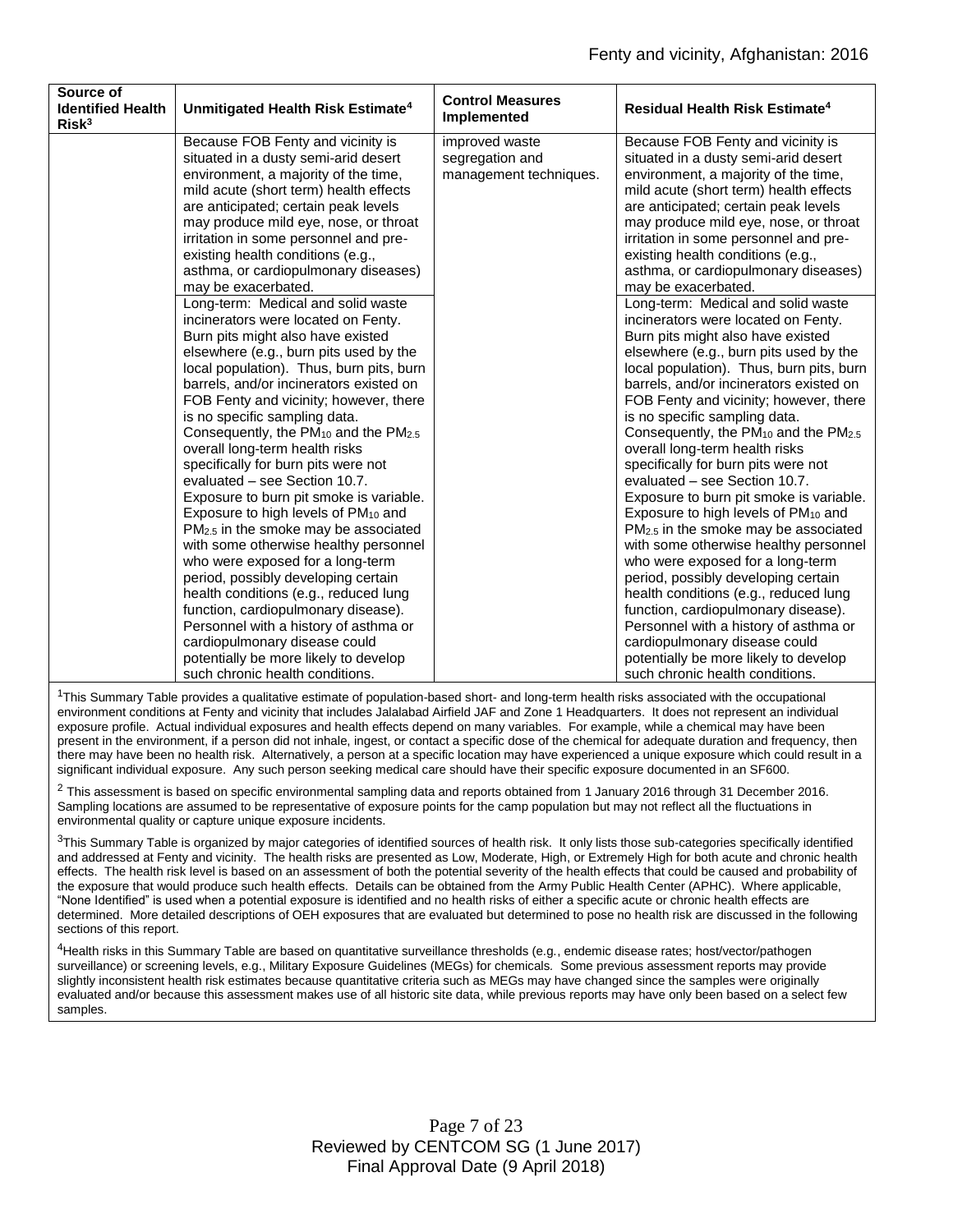| Source of Identified Health Risk[3] | Unmitigated Health Risk Estimate[4] | Control Measures Implemented | Residual Health Risk Estimate[4] |
|---|---|---|---|
| | Because FOB Fenty and vicinity is situated in a dusty semi-arid desert environment, a majority of the time, mild acute (short term) health effects are anticipated; certain peak levels may produce mild eye, nose, or throat irritation in some personnel and pre-existing health conditions (e.g., asthma, or cardiopulmonary diseases) may be exacerbated. | improved waste segregation and management techniques. | Because FOB Fenty and vicinity is situated in a dusty semi-arid desert environment, a majority of the time, mild acute (short term) health effects are anticipated; certain peak levels may produce mild eye, nose, or throat irritation in some personnel and pre-existing health conditions (e.g., asthma, or cardiopulmonary diseases) may be exacerbated. |
| | Long-term: Medical and solid waste incinerators were located on Fenty. Burn pits might also have existed elsewhere (e.g., burn pits used by the local population). Thus, burn pits, burn barrels, and/or incinerators existed on FOB Fenty and vicinity; however, there is no specific sampling data. Consequently, the $PM_{10}$ and the $PM_{2.5}$ overall long-term health risks specifically for burn pits were not evaluated – see Section 10.7. Exposure to burn pit smoke is variable. Exposure to high levels of $PM_{10}$ and $PM_{2.5}$ in the smoke may be associated with some otherwise healthy personnel who were exposed for a long-term period, possibly developing certain health conditions (e.g., reduced lung function, cardiopulmonary disease). Personnel with a history of asthma or cardiopulmonary disease could potentially be more likely to develop such chronic health conditions. | | Long-term: Medical and solid waste incinerators were located on Fenty. Burn pits might also have existed elsewhere (e.g., burn pits used by the local population). Thus, burn pits, burn barrels, and/or incinerators existed on FOB Fenty and vicinity; however, there is no specific sampling data. Consequently, the $PM_{10}$ and the $PM_{2.5}$ overall long-term health risks specifically for burn pits were not evaluated – see Section 10.7. Exposure to burn pit smoke is variable. Exposure to high levels of $PM_{10}$ and $PM_{2.5}$ in the smoke may be associated with some otherwise healthy personnel who were exposed for a long-term period, possibly developing certain health conditions (e.g., reduced lung function, cardiopulmonary disease). Personnel with a history of asthma or cardiopulmonary disease could potentially be more likely to develop such chronic health conditions. |

[1]This Summary Table provides a qualitative estimate of population-based short- and long-term health risks associated with the occupational environment conditions at Fenty and vicinity that includes Jalalabad Airfield JAF and Zone 1 Headquarters. It does not represent an individual exposure profile. Actual individual exposures and health effects depend on many variables. For example, while a chemical may have been present in the environment, if a person did not inhale, ingest, or contact a specific dose of the chemical for adequate duration and frequency, then there may have been no health risk. Alternatively, a person at a specific location may have experienced a unique exposure which could result in a significant individual exposure. Any such person seeking medical care should have their specific exposure documented in an SF600.

[2] This assessment is based on specific environmental sampling data and reports obtained from 1 January 2016 through 31 December 2016. Sampling locations are assumed to be representative of exposure points for the camp population but may not reflect all the fluctuations in environmental quality or capture unique exposure incidents.

[3]This Summary Table is organized by major categories of identified sources of health risk. It only lists those sub-categories specifically identified and addressed at Fenty and vicinity. The health risks are presented as Low, Moderate, High, or Extremely High for both acute and chronic health effects. The health risk level is based on an assessment of both the potential severity of the health effects that could be caused and probability of the exposure that would produce such health effects. Details can be obtained from the Army Public Health Center (APHC). Where applicable, "None Identified" is used when a potential exposure is identified and no health risks of either a specific acute or chronic health effects are determined. More detailed descriptions of OEH exposures that are evaluated but determined to pose no health risk are discussed in the following sections of this report.

[4]Health risks in this Summary Table are based on quantitative surveillance thresholds (e.g., endemic disease rates; host/vector/pathogen surveillance) or screening levels, e.g., Military Exposure Guidelines (MEGs) for chemicals. Some previous assessment reports may provide slightly inconsistent health risk estimates because quantitative criteria such as MEGs may have changed since the samples were originally evaluated and/or because this assessment makes use of all historic site data, while previous reports may have only been based on a select few samples.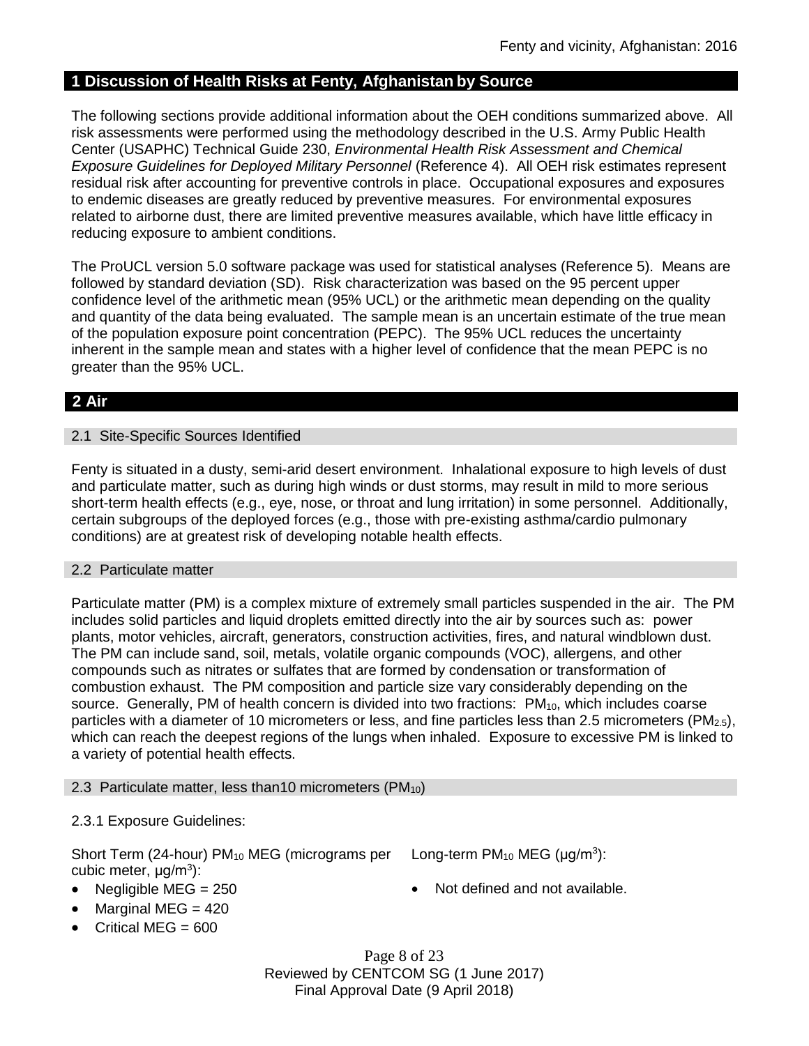## 1 Discussion of Health Risks at Fenty, Afghanistan by Source

The following sections provide additional information about the OEH conditions summarized above. All risk assessments were performed using the methodology described in the U.S. Army Public Health Center (USAPHC) Technical Guide 230, *Environmental Health Risk Assessment and Chemical Exposure Guidelines for Deployed Military Personnel* (Reference 4). All OEH risk estimates represent residual risk after accounting for preventive controls in place. Occupational exposures and exposures to endemic diseases are greatly reduced by preventive measures. For environmental exposures related to airborne dust, there are limited preventive measures available, which have little efficacy in reducing exposure to ambient conditions.

The ProUCL version 5.0 software package was used for statistical analyses (Reference 5). Means are followed by standard deviation (SD). Risk characterization was based on the 95 percent upper confidence level of the arithmetic mean (95% UCL) or the arithmetic mean depending on the quality and quantity of the data being evaluated. The sample mean is an uncertain estimate of the true mean of the population exposure point concentration (PEPC). The 95% UCL reduces the uncertainty inherent in the sample mean and states with a higher level of confidence that the mean PEPC is no greater than the 95% UCL.

## 2 Air

### 2.1 Site-Specific Sources Identified

Fenty is situated in a dusty, semi-arid desert environment. Inhalational exposure to high levels of dust and particulate matter, such as during high winds or dust storms, may result in mild to more serious short-term health effects (e.g., eye, nose, or throat and lung irritation) in some personnel. Additionally, certain subgroups of the deployed forces (e.g., those with pre-existing asthma/cardio pulmonary conditions) are at greatest risk of developing notable health effects.

### 2.2 Particulate matter

Particulate matter (PM) is a complex mixture of extremely small particles suspended in the air. The PM includes solid particles and liquid droplets emitted directly into the air by sources such as: power plants, motor vehicles, aircraft, generators, construction activities, fires, and natural windblown dust. The PM can include sand, soil, metals, volatile organic compounds (VOC), allergens, and other compounds such as nitrates or sulfates that are formed by condensation or transformation of combustion exhaust. The PM composition and particle size vary considerably depending on the source. Generally, PM of health concern is divided into two fractions: $PM_{10}$, which includes coarse particles with a diameter of 10 micrometers or less, and fine particles less than 2.5 micrometers ($PM_{2.5}$), which can reach the deepest regions of the lungs when inhaled. Exposure to excessive PM is linked to a variety of potential health effects.

### 2.3 Particulate matter, less than10 micrometers ($PM_{10}$)

2.3.1 Exposure Guidelines:

Short Term (24-hour) $PM_{10}$ MEG (micrograms per cubic meter, $\mu g/m^3$):

- Negligible MEG = 250
- Marginal MEG = 420
- Critical MEG = 600

Long-term $PM_{10}$ MEG ($\mu g/m^3$):

- Not defined and not available.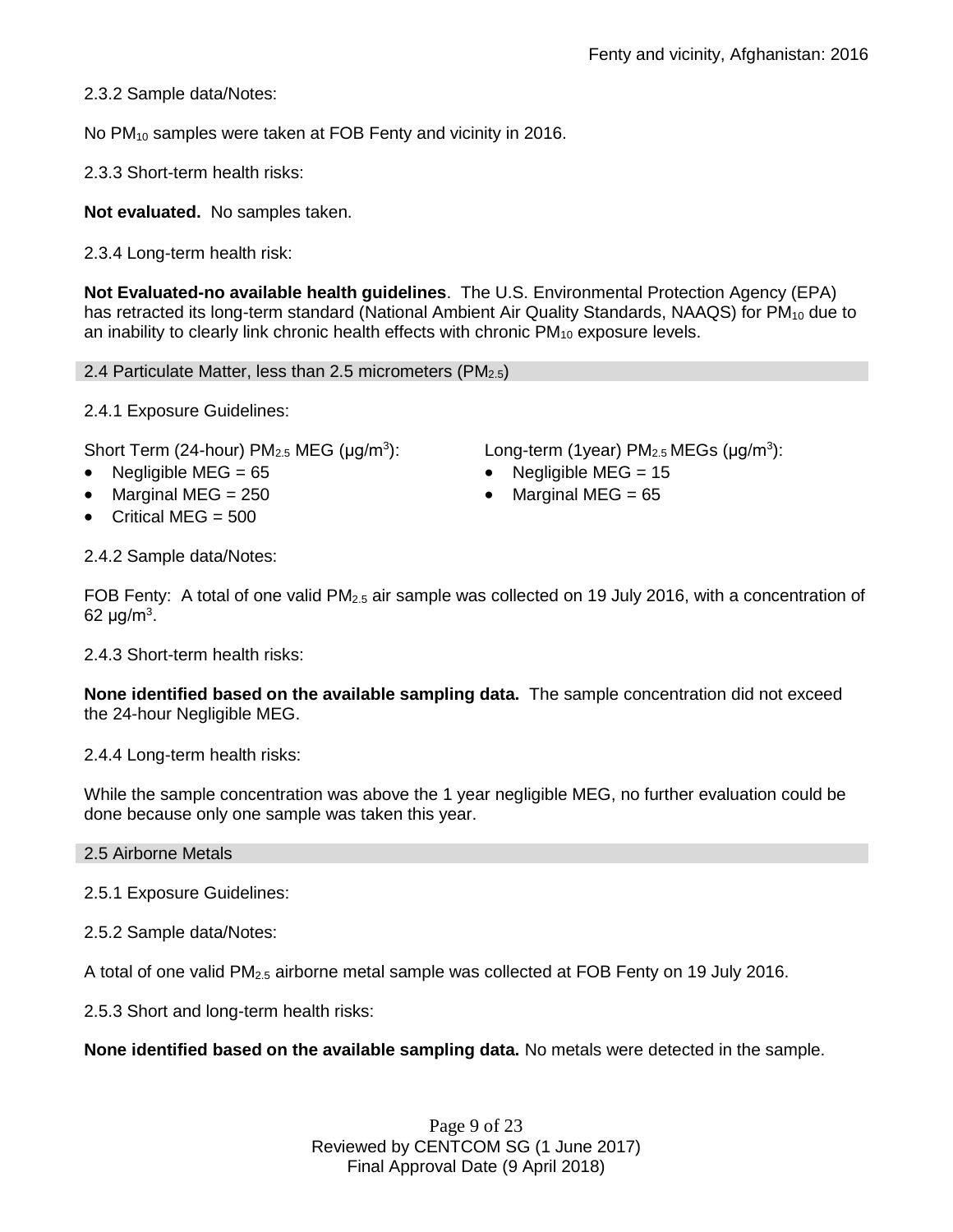2.3.2 Sample data/Notes:

No $PM_{10}$ samples were taken at FOB Fenty and vicinity in 2016.

2.3.3 Short-term health risks:

**Not evaluated.** No samples taken.

2.3.4 Long-term health risk:

**Not Evaluated-no available health guidelines**. The U.S. Environmental Protection Agency (EPA) has retracted its long-term standard (National Ambient Air Quality Standards, NAAQS) for $PM_{10}$ due to an inability to clearly link chronic health effects with chronic $PM_{10}$ exposure levels.

## 2.4 Particulate Matter, less than 2.5 micrometers ($PM_{2.5}$)

2.4.1 Exposure Guidelines:

Short Term (24-hour) $PM_{2.5}$ MEG (μg/m$^3$):

- Negligible MEG = 65
- Marginal MEG = 250
- Critical MEG = 500

Long-term (1year) $PM_{2.5}$ MEGs (μg/m$^3$):

- Negligible MEG = 15
- Marginal MEG = 65

2.4.2 Sample data/Notes:

FOB Fenty: A total of one valid $PM_{2.5}$ air sample was collected on 19 July 2016, with a concentration of 62 μg/m$^3$.

2.4.3 Short-term health risks:

**None identified based on the available sampling data.** The sample concentration did not exceed the 24-hour Negligible MEG.

2.4.4 Long-term health risks:

While the sample concentration was above the 1 year negligible MEG, no further evaluation could be done because only one sample was taken this year.

## 2.5 Airborne Metals

2.5.1 Exposure Guidelines:

2.5.2 Sample data/Notes:

A total of one valid $PM_{2.5}$ airborne metal sample was collected at FOB Fenty on 19 July 2016.

2.5.3 Short and long-term health risks:

**None identified based on the available sampling data.** No metals were detected in the sample.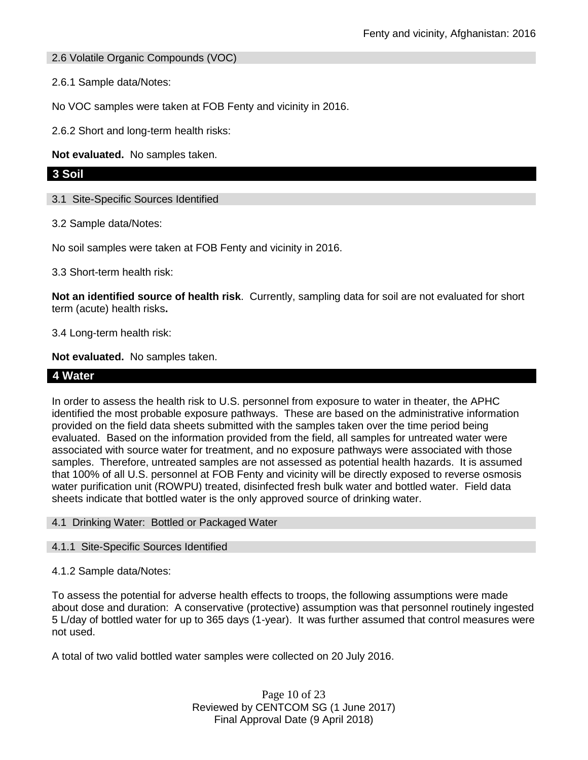### 2.6 Volatile Organic Compounds (VOC)

2.6.1 Sample data/Notes:

No VOC samples were taken at FOB Fenty and vicinity in 2016.

2.6.2 Short and long-term health risks:

**Not evaluated.** No samples taken.

## 3 Soil

### 3.1 Site-Specific Sources Identified

3.2 Sample data/Notes:

No soil samples were taken at FOB Fenty and vicinity in 2016.

3.3 Short-term health risk:

**Not an identified source of health risk**. Currently, sampling data for soil are not evaluated for short term (acute) health risks**.**

3.4 Long-term health risk:

**Not evaluated.** No samples taken.

## 4 Water

In order to assess the health risk to U.S. personnel from exposure to water in theater, the APHC identified the most probable exposure pathways. These are based on the administrative information provided on the field data sheets submitted with the samples taken over the time period being evaluated. Based on the information provided from the field, all samples for untreated water were associated with source water for treatment, and no exposure pathways were associated with those samples. Therefore, untreated samples are not assessed as potential health hazards. It is assumed that 100% of all U.S. personnel at FOB Fenty and vicinity will be directly exposed to reverse osmosis water purification unit (ROWPU) treated, disinfected fresh bulk water and bottled water. Field data sheets indicate that bottled water is the only approved source of drinking water.

### 4.1 Drinking Water: Bottled or Packaged Water

#### 4.1.1 Site-Specific Sources Identified

4.1.2 Sample data/Notes:

To assess the potential for adverse health effects to troops, the following assumptions were made about dose and duration: A conservative (protective) assumption was that personnel routinely ingested 5 L/day of bottled water for up to 365 days (1-year). It was further assumed that control measures were not used.

A total of two valid bottled water samples were collected on 20 July 2016.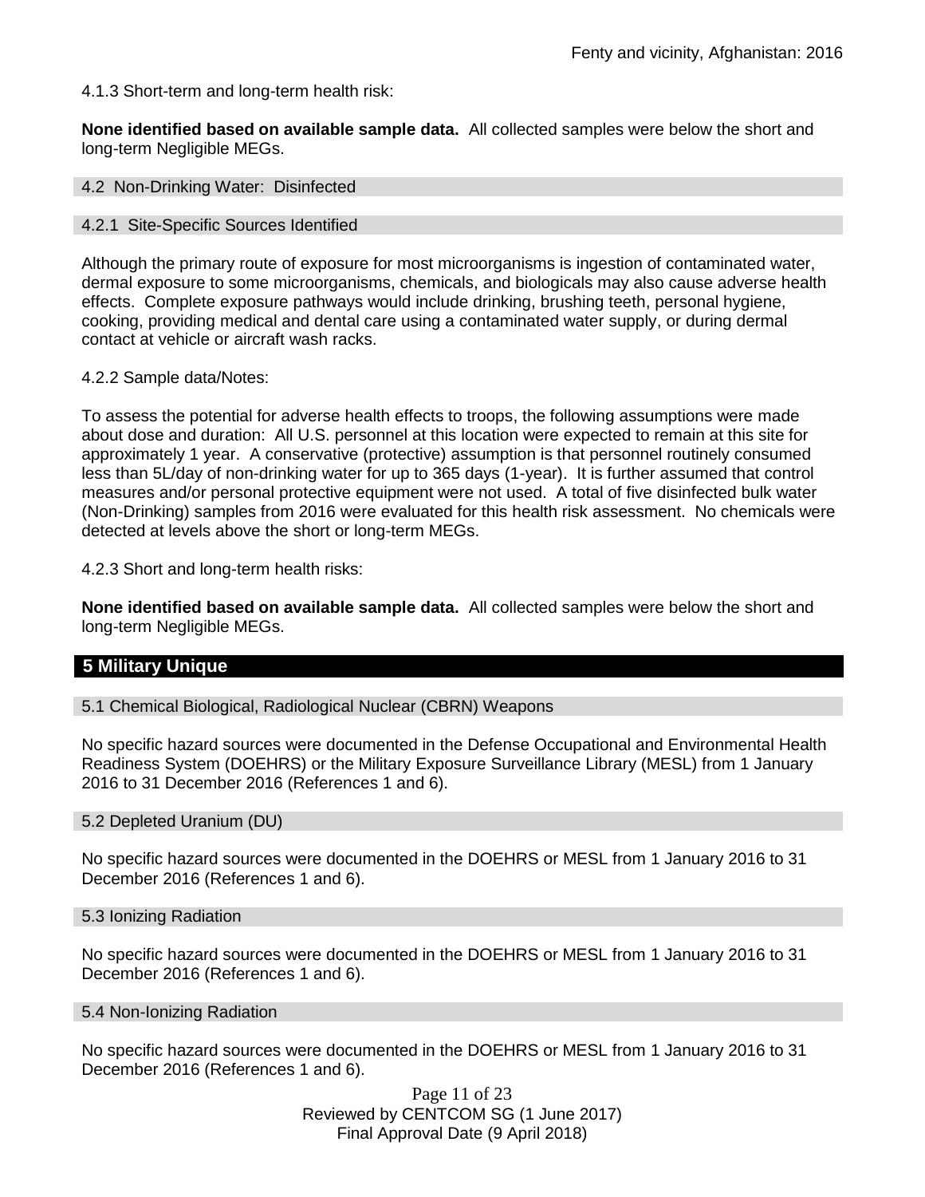4.1.3 Short-term and long-term health risk:

**None identified based on available sample data.** All collected samples were below the short and long-term Negligible MEGs.

### 4.2 Non-Drinking Water: Disinfected

#### 4.2.1 Site-Specific Sources Identified

Although the primary route of exposure for most microorganisms is ingestion of contaminated water, dermal exposure to some microorganisms, chemicals, and biologicals may also cause adverse health effects. Complete exposure pathways would include drinking, brushing teeth, personal hygiene, cooking, providing medical and dental care using a contaminated water supply, or during dermal contact at vehicle or aircraft wash racks.

4.2.2 Sample data/Notes:

To assess the potential for adverse health effects to troops, the following assumptions were made about dose and duration: All U.S. personnel at this location were expected to remain at this site for approximately 1 year. A conservative (protective) assumption is that personnel routinely consumed less than 5L/day of non-drinking water for up to 365 days (1-year). It is further assumed that control measures and/or personal protective equipment were not used. A total of five disinfected bulk water (Non-Drinking) samples from 2016 were evaluated for this health risk assessment. No chemicals were detected at levels above the short or long-term MEGs.

4.2.3 Short and long-term health risks:

**None identified based on available sample data.** All collected samples were below the short and long-term Negligible MEGs.

## 5 Military Unique

### 5.1 Chemical Biological, Radiological Nuclear (CBRN) Weapons

No specific hazard sources were documented in the Defense Occupational and Environmental Health Readiness System (DOEHRS) or the Military Exposure Surveillance Library (MESL) from 1 January 2016 to 31 December 2016 (References 1 and 6).

### 5.2 Depleted Uranium (DU)

No specific hazard sources were documented in the DOEHRS or MESL from 1 January 2016 to 31 December 2016 (References 1 and 6).

### 5.3 Ionizing Radiation

No specific hazard sources were documented in the DOEHRS or MESL from 1 January 2016 to 31 December 2016 (References 1 and 6).

### 5.4 Non-Ionizing Radiation

No specific hazard sources were documented in the DOEHRS or MESL from 1 January 2016 to 31 December 2016 (References 1 and 6).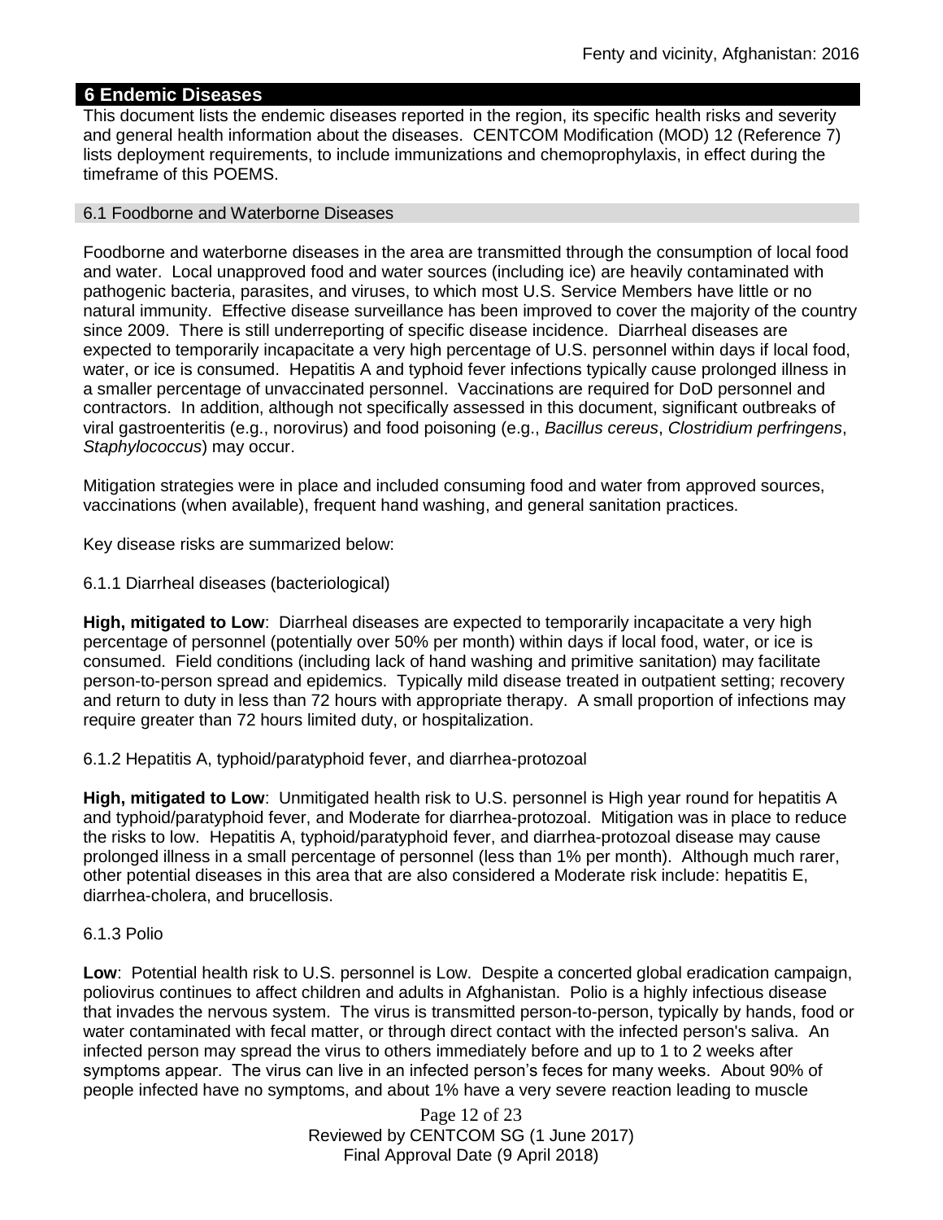## 6 Endemic Diseases

This document lists the endemic diseases reported in the region, its specific health risks and severity and general health information about the diseases. CENTCOM Modification (MOD) 12 (Reference 7) lists deployment requirements, to include immunizations and chemoprophylaxis, in effect during the timeframe of this POEMS.

### 6.1 Foodborne and Waterborne Diseases

Foodborne and waterborne diseases in the area are transmitted through the consumption of local food and water. Local unapproved food and water sources (including ice) are heavily contaminated with pathogenic bacteria, parasites, and viruses, to which most U.S. Service Members have little or no natural immunity. Effective disease surveillance has been improved to cover the majority of the country since 2009. There is still underreporting of specific disease incidence. Diarrheal diseases are expected to temporarily incapacitate a very high percentage of U.S. personnel within days if local food, water, or ice is consumed. Hepatitis A and typhoid fever infections typically cause prolonged illness in a smaller percentage of unvaccinated personnel. Vaccinations are required for DoD personnel and contractors. In addition, although not specifically assessed in this document, significant outbreaks of viral gastroenteritis (e.g., norovirus) and food poisoning (e.g., *Bacillus cereus*, *Clostridium perfringens*, *Staphylococcus*) may occur.

Mitigation strategies were in place and included consuming food and water from approved sources, vaccinations (when available), frequent hand washing, and general sanitation practices.

Key disease risks are summarized below:

#### 6.1.1 Diarrheal diseases (bacteriological)

**High, mitigated to Low**: Diarrheal diseases are expected to temporarily incapacitate a very high percentage of personnel (potentially over 50% per month) within days if local food, water, or ice is consumed. Field conditions (including lack of hand washing and primitive sanitation) may facilitate person-to-person spread and epidemics. Typically mild disease treated in outpatient setting; recovery and return to duty in less than 72 hours with appropriate therapy. A small proportion of infections may require greater than 72 hours limited duty, or hospitalization.

#### 6.1.2 Hepatitis A, typhoid/paratyphoid fever, and diarrhea-protozoal

**High, mitigated to Low**: Unmitigated health risk to U.S. personnel is High year round for hepatitis A and typhoid/paratyphoid fever, and Moderate for diarrhea-protozoal. Mitigation was in place to reduce the risks to low. Hepatitis A, typhoid/paratyphoid fever, and diarrhea-protozoal disease may cause prolonged illness in a small percentage of personnel (less than 1% per month). Although much rarer, other potential diseases in this area that are also considered a Moderate risk include: hepatitis E, diarrhea-cholera, and brucellosis.

#### 6.1.3 Polio

**Low**: Potential health risk to U.S. personnel is Low. Despite a concerted global eradication campaign, poliovirus continues to affect children and adults in Afghanistan. Polio is a highly infectious disease that invades the nervous system. The virus is transmitted person-to-person, typically by hands, food or water contaminated with fecal matter, or through direct contact with the infected person's saliva. An infected person may spread the virus to others immediately before and up to 1 to 2 weeks after symptoms appear. The virus can live in an infected person's feces for many weeks. About 90% of people infected have no symptoms, and about 1% have a very severe reaction leading to muscle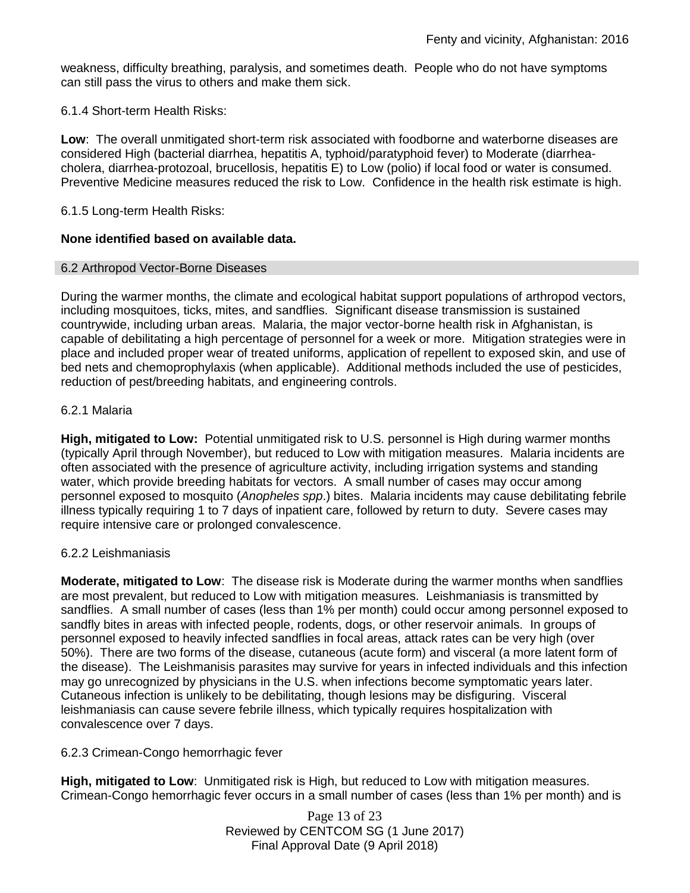weakness, difficulty breathing, paralysis, and sometimes death. People who do not have symptoms can still pass the virus to others and make them sick.

6.1.4 Short-term Health Risks:

**Low**: The overall unmitigated short-term risk associated with foodborne and waterborne diseases are considered High (bacterial diarrhea, hepatitis A, typhoid/paratyphoid fever) to Moderate (diarrhea-cholera, diarrhea-protozoal, brucellosis, hepatitis E) to Low (polio) if local food or water is consumed. Preventive Medicine measures reduced the risk to Low. Confidence in the health risk estimate is high.

6.1.5 Long-term Health Risks:

**None identified based on available data.**

## 6.2 Arthropod Vector-Borne Diseases

During the warmer months, the climate and ecological habitat support populations of arthropod vectors, including mosquitoes, ticks, mites, and sandflies. Significant disease transmission is sustained countrywide, including urban areas. Malaria, the major vector-borne health risk in Afghanistan, is capable of debilitating a high percentage of personnel for a week or more. Mitigation strategies were in place and included proper wear of treated uniforms, application of repellent to exposed skin, and use of bed nets and chemoprophylaxis (when applicable). Additional methods included the use of pesticides, reduction of pest/breeding habitats, and engineering controls.

6.2.1 Malaria

**High, mitigated to Low:** Potential unmitigated risk to U.S. personnel is High during warmer months (typically April through November), but reduced to Low with mitigation measures. Malaria incidents are often associated with the presence of agriculture activity, including irrigation systems and standing water, which provide breeding habitats for vectors. A small number of cases may occur among personnel exposed to mosquito (*Anopheles spp*.) bites. Malaria incidents may cause debilitating febrile illness typically requiring 1 to 7 days of inpatient care, followed by return to duty. Severe cases may require intensive care or prolonged convalescence.

6.2.2 Leishmaniasis

**Moderate, mitigated to Low**: The disease risk is Moderate during the warmer months when sandflies are most prevalent, but reduced to Low with mitigation measures. Leishmaniasis is transmitted by sandflies. A small number of cases (less than 1% per month) could occur among personnel exposed to sandfly bites in areas with infected people, rodents, dogs, or other reservoir animals. In groups of personnel exposed to heavily infected sandflies in focal areas, attack rates can be very high (over 50%). There are two forms of the disease, cutaneous (acute form) and visceral (a more latent form of the disease). The Leishmanisis parasites may survive for years in infected individuals and this infection may go unrecognized by physicians in the U.S. when infections become symptomatic years later. Cutaneous infection is unlikely to be debilitating, though lesions may be disfiguring. Visceral leishmaniasis can cause severe febrile illness, which typically requires hospitalization with convalescence over 7 days.

6.2.3 Crimean-Congo hemorrhagic fever

**High, mitigated to Low**: Unmitigated risk is High, but reduced to Low with mitigation measures. Crimean-Congo hemorrhagic fever occurs in a small number of cases (less than 1% per month) and is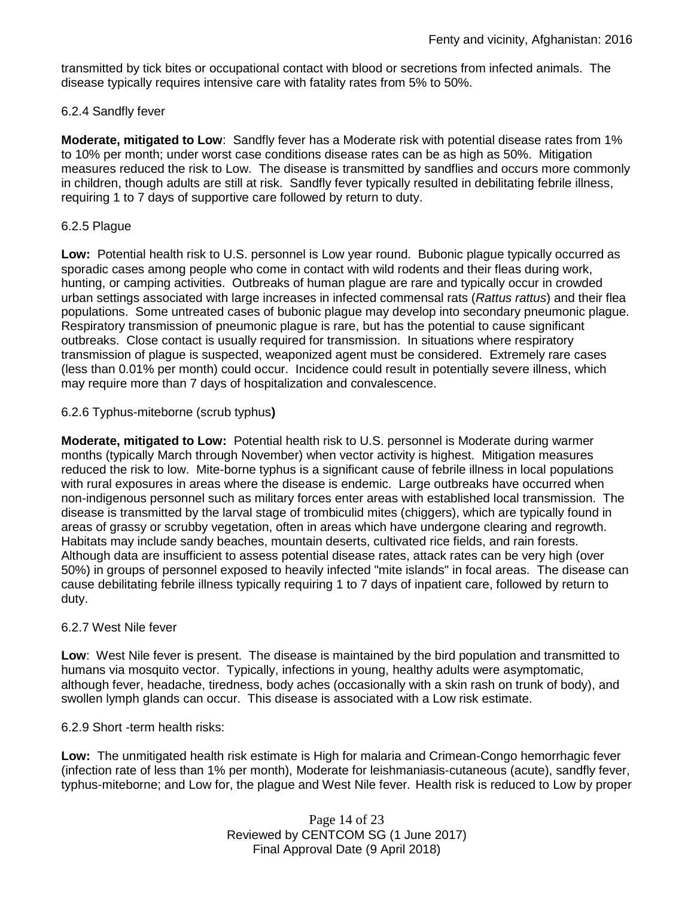transmitted by tick bites or occupational contact with blood or secretions from infected animals. The disease typically requires intensive care with fatality rates from 5% to 50%.

6.2.4 Sandfly fever

**Moderate, mitigated to Low**: Sandfly fever has a Moderate risk with potential disease rates from 1% to 10% per month; under worst case conditions disease rates can be as high as 50%. Mitigation measures reduced the risk to Low. The disease is transmitted by sandflies and occurs more commonly in children, though adults are still at risk. Sandfly fever typically resulted in debilitating febrile illness, requiring 1 to 7 days of supportive care followed by return to duty.

6.2.5 Plague

**Low:** Potential health risk to U.S. personnel is Low year round. Bubonic plague typically occurred as sporadic cases among people who come in contact with wild rodents and their fleas during work, hunting, or camping activities. Outbreaks of human plague are rare and typically occur in crowded urban settings associated with large increases in infected commensal rats (*Rattus rattus*) and their flea populations. Some untreated cases of bubonic plague may develop into secondary pneumonic plague. Respiratory transmission of pneumonic plague is rare, but has the potential to cause significant outbreaks. Close contact is usually required for transmission. In situations where respiratory transmission of plague is suspected, weaponized agent must be considered. Extremely rare cases (less than 0.01% per month) could occur. Incidence could result in potentially severe illness, which may require more than 7 days of hospitalization and convalescence.

6.2.6 Typhus-miteborne (scrub typhus**)**

**Moderate, mitigated to Low:** Potential health risk to U.S. personnel is Moderate during warmer months (typically March through November) when vector activity is highest. Mitigation measures reduced the risk to low. Mite-borne typhus is a significant cause of febrile illness in local populations with rural exposures in areas where the disease is endemic. Large outbreaks have occurred when non-indigenous personnel such as military forces enter areas with established local transmission. The disease is transmitted by the larval stage of trombiculid mites (chiggers), which are typically found in areas of grassy or scrubby vegetation, often in areas which have undergone clearing and regrowth. Habitats may include sandy beaches, mountain deserts, cultivated rice fields, and rain forests. Although data are insufficient to assess potential disease rates, attack rates can be very high (over 50%) in groups of personnel exposed to heavily infected "mite islands" in focal areas. The disease can cause debilitating febrile illness typically requiring 1 to 7 days of inpatient care, followed by return to duty.

6.2.7 West Nile fever

**Low**: West Nile fever is present. The disease is maintained by the bird population and transmitted to humans via mosquito vector. Typically, infections in young, healthy adults were asymptomatic, although fever, headache, tiredness, body aches (occasionally with a skin rash on trunk of body), and swollen lymph glands can occur. This disease is associated with a Low risk estimate.

6.2.9 Short -term health risks:

**Low:** The unmitigated health risk estimate is High for malaria and Crimean-Congo hemorrhagic fever (infection rate of less than 1% per month), Moderate for leishmaniasis-cutaneous (acute), sandfly fever, typhus-miteborne; and Low for, the plague and West Nile fever. Health risk is reduced to Low by proper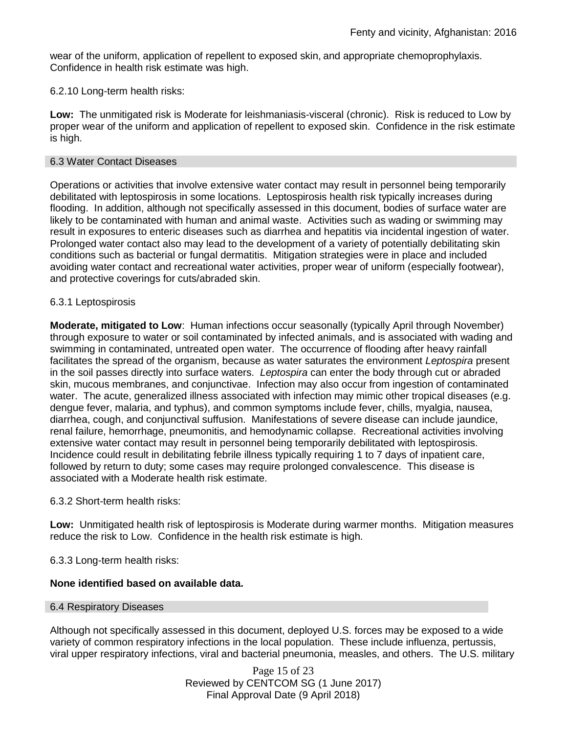wear of the uniform, application of repellent to exposed skin, and appropriate chemoprophylaxis. Confidence in health risk estimate was high.

6.2.10 Long-term health risks:

**Low:** The unmitigated risk is Moderate for leishmaniasis-visceral (chronic). Risk is reduced to Low by proper wear of the uniform and application of repellent to exposed skin. Confidence in the risk estimate is high.

## 6.3 Water Contact Diseases

Operations or activities that involve extensive water contact may result in personnel being temporarily debilitated with leptospirosis in some locations. Leptospirosis health risk typically increases during flooding. In addition, although not specifically assessed in this document, bodies of surface water are likely to be contaminated with human and animal waste. Activities such as wading or swimming may result in exposures to enteric diseases such as diarrhea and hepatitis via incidental ingestion of water. Prolonged water contact also may lead to the development of a variety of potentially debilitating skin conditions such as bacterial or fungal dermatitis. Mitigation strategies were in place and included avoiding water contact and recreational water activities, proper wear of uniform (especially footwear), and protective coverings for cuts/abraded skin.

6.3.1 Leptospirosis

**Moderate, mitigated to Low**: Human infections occur seasonally (typically April through November) through exposure to water or soil contaminated by infected animals, and is associated with wading and swimming in contaminated, untreated open water. The occurrence of flooding after heavy rainfall facilitates the spread of the organism, because as water saturates the environment *Leptospira* present in the soil passes directly into surface waters. *Leptospira* can enter the body through cut or abraded skin, mucous membranes, and conjunctivae. Infection may also occur from ingestion of contaminated water. The acute, generalized illness associated with infection may mimic other tropical diseases (e.g. dengue fever, malaria, and typhus), and common symptoms include fever, chills, myalgia, nausea, diarrhea, cough, and conjunctival suffusion. Manifestations of severe disease can include jaundice, renal failure, hemorrhage, pneumonitis, and hemodynamic collapse. Recreational activities involving extensive water contact may result in personnel being temporarily debilitated with leptospirosis. Incidence could result in debilitating febrile illness typically requiring 1 to 7 days of inpatient care, followed by return to duty; some cases may require prolonged convalescence. This disease is associated with a Moderate health risk estimate.

6.3.2 Short-term health risks:

**Low:** Unmitigated health risk of leptospirosis is Moderate during warmer months. Mitigation measures reduce the risk to Low. Confidence in the health risk estimate is high.

6.3.3 Long-term health risks:

**None identified based on available data.**

## 6.4 Respiratory Diseases

Although not specifically assessed in this document, deployed U.S. forces may be exposed to a wide variety of common respiratory infections in the local population. These include influenza, pertussis, viral upper respiratory infections, viral and bacterial pneumonia, measles, and others. The U.S. military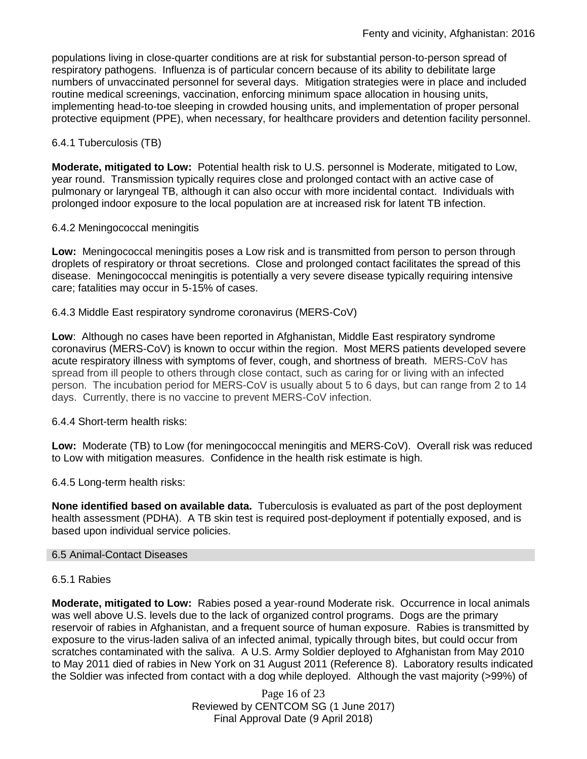populations living in close-quarter conditions are at risk for substantial person-to-person spread of respiratory pathogens. Influenza is of particular concern because of its ability to debilitate large numbers of unvaccinated personnel for several days. Mitigation strategies were in place and included routine medical screenings, vaccination, enforcing minimum space allocation in housing units, implementing head-to-toe sleeping in crowded housing units, and implementation of proper personal protective equipment (PPE), when necessary, for healthcare providers and detention facility personnel.

### 6.4.1 Tuberculosis (TB)

**Moderate, mitigated to Low:** Potential health risk to U.S. personnel is Moderate, mitigated to Low, year round. Transmission typically requires close and prolonged contact with an active case of pulmonary or laryngeal TB, although it can also occur with more incidental contact. Individuals with prolonged indoor exposure to the local population are at increased risk for latent TB infection.

### 6.4.2 Meningococcal meningitis

**Low:** Meningococcal meningitis poses a Low risk and is transmitted from person to person through droplets of respiratory or throat secretions. Close and prolonged contact facilitates the spread of this disease. Meningococcal meningitis is potentially a very severe disease typically requiring intensive care; fatalities may occur in 5-15% of cases.

### 6.4.3 Middle East respiratory syndrome coronavirus (MERS-CoV)

**Low**: Although no cases have been reported in Afghanistan, Middle East respiratory syndrome coronavirus (MERS-CoV) is known to occur within the region. Most MERS patients developed severe acute respiratory illness with symptoms of fever, cough, and shortness of breath. MERS-CoV has spread from ill people to others through close contact, such as caring for or living with an infected person. The incubation period for MERS-CoV is usually about 5 to 6 days, but can range from 2 to 14 days. Currently, there is no vaccine to prevent MERS-CoV infection.

### 6.4.4 Short-term health risks:

**Low:** Moderate (TB) to Low (for meningococcal meningitis and MERS-CoV). Overall risk was reduced to Low with mitigation measures. Confidence in the health risk estimate is high.

### 6.4.5 Long-term health risks:

**None identified based on available data.** Tuberculosis is evaluated as part of the post deployment health assessment (PDHA). A TB skin test is required post-deployment if potentially exposed, and is based upon individual service policies.

## 6.5 Animal-Contact Diseases

### 6.5.1 Rabies

**Moderate, mitigated to Low:** Rabies posed a year-round Moderate risk. Occurrence in local animals was well above U.S. levels due to the lack of organized control programs. Dogs are the primary reservoir of rabies in Afghanistan, and a frequent source of human exposure. Rabies is transmitted by exposure to the virus-laden saliva of an infected animal, typically through bites, but could occur from scratches contaminated with the saliva. A U.S. Army Soldier deployed to Afghanistan from May 2010 to May 2011 died of rabies in New York on 31 August 2011 (Reference 8). Laboratory results indicated the Soldier was infected from contact with a dog while deployed. Although the vast majority (>99%) of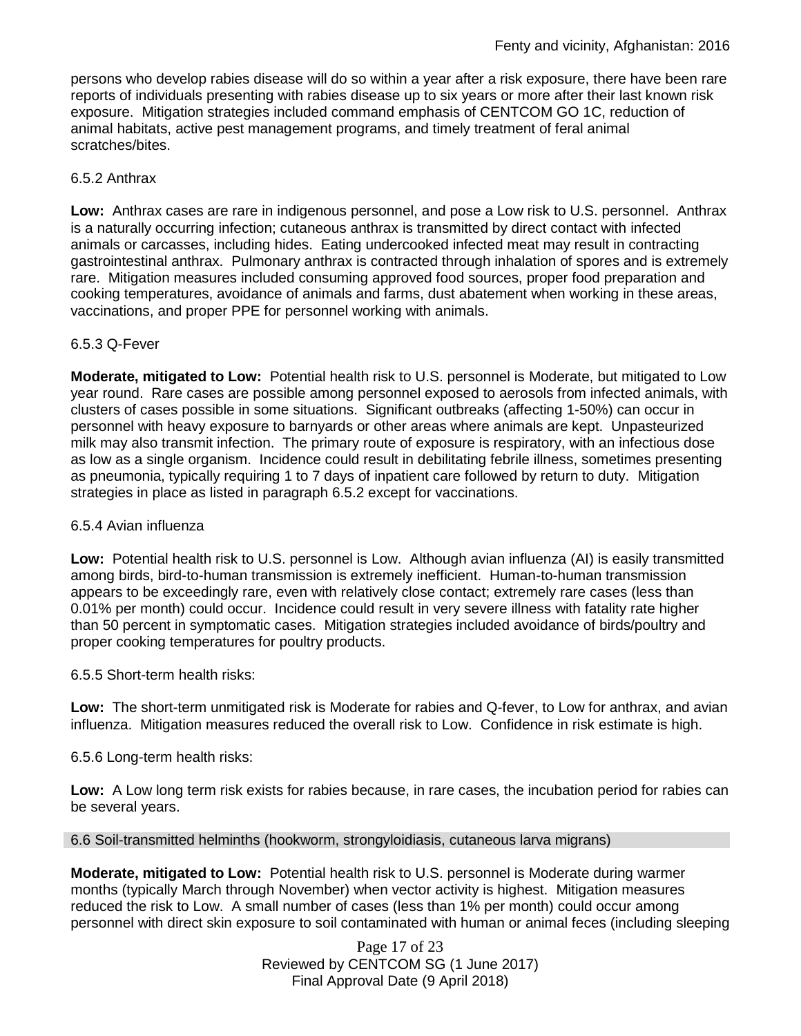persons who develop rabies disease will do so within a year after a risk exposure, there have been rare reports of individuals presenting with rabies disease up to six years or more after their last known risk exposure. Mitigation strategies included command emphasis of CENTCOM GO 1C, reduction of animal habitats, active pest management programs, and timely treatment of feral animal scratches/bites.

6.5.2 Anthrax

**Low:** Anthrax cases are rare in indigenous personnel, and pose a Low risk to U.S. personnel. Anthrax is a naturally occurring infection; cutaneous anthrax is transmitted by direct contact with infected animals or carcasses, including hides. Eating undercooked infected meat may result in contracting gastrointestinal anthrax. Pulmonary anthrax is contracted through inhalation of spores and is extremely rare. Mitigation measures included consuming approved food sources, proper food preparation and cooking temperatures, avoidance of animals and farms, dust abatement when working in these areas, vaccinations, and proper PPE for personnel working with animals.

6.5.3 Q-Fever

**Moderate, mitigated to Low:** Potential health risk to U.S. personnel is Moderate, but mitigated to Low year round. Rare cases are possible among personnel exposed to aerosols from infected animals, with clusters of cases possible in some situations. Significant outbreaks (affecting 1-50%) can occur in personnel with heavy exposure to barnyards or other areas where animals are kept. Unpasteurized milk may also transmit infection. The primary route of exposure is respiratory, with an infectious dose as low as a single organism. Incidence could result in debilitating febrile illness, sometimes presenting as pneumonia, typically requiring 1 to 7 days of inpatient care followed by return to duty. Mitigation strategies in place as listed in paragraph 6.5.2 except for vaccinations.

6.5.4 Avian influenza

**Low:** Potential health risk to U.S. personnel is Low. Although avian influenza (AI) is easily transmitted among birds, bird-to-human transmission is extremely inefficient. Human-to-human transmission appears to be exceedingly rare, even with relatively close contact; extremely rare cases (less than 0.01% per month) could occur. Incidence could result in very severe illness with fatality rate higher than 50 percent in symptomatic cases. Mitigation strategies included avoidance of birds/poultry and proper cooking temperatures for poultry products.

6.5.5 Short-term health risks:

**Low:** The short-term unmitigated risk is Moderate for rabies and Q-fever, to Low for anthrax, and avian influenza. Mitigation measures reduced the overall risk to Low. Confidence in risk estimate is high.

6.5.6 Long-term health risks:

**Low:** A Low long term risk exists for rabies because, in rare cases, the incubation period for rabies can be several years.

### 6.6 Soil-transmitted helminths (hookworm, strongyloidiasis, cutaneous larva migrans)

**Moderate, mitigated to Low:** Potential health risk to U.S. personnel is Moderate during warmer months (typically March through November) when vector activity is highest. Mitigation measures reduced the risk to Low. A small number of cases (less than 1% per month) could occur among personnel with direct skin exposure to soil contaminated with human or animal feces (including sleeping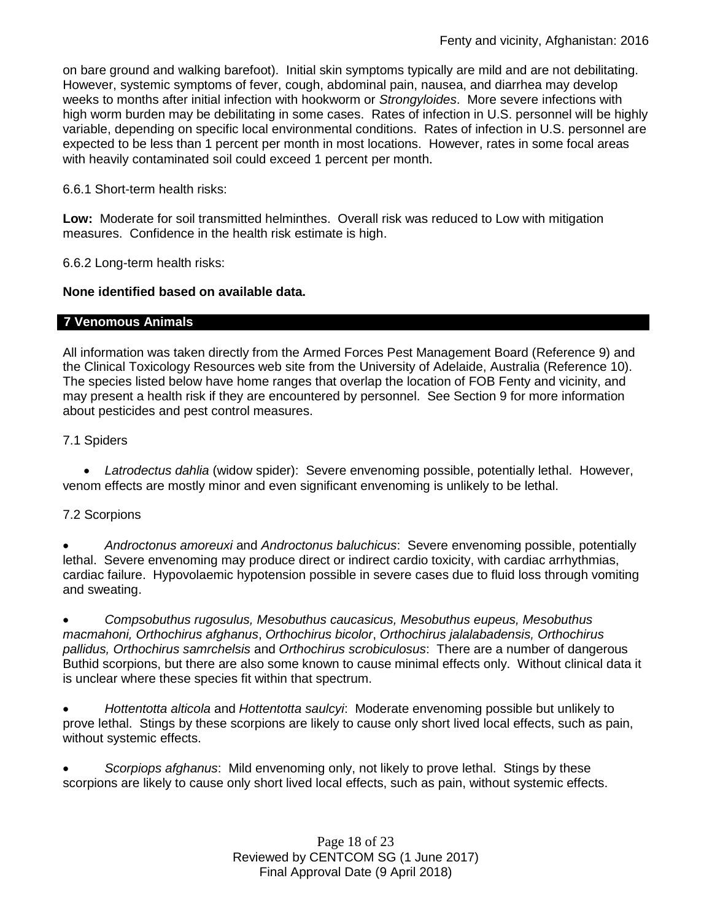on bare ground and walking barefoot). Initial skin symptoms typically are mild and are not debilitating. However, systemic symptoms of fever, cough, abdominal pain, nausea, and diarrhea may develop weeks to months after initial infection with hookworm or *Strongyloides*. More severe infections with high worm burden may be debilitating in some cases. Rates of infection in U.S. personnel will be highly variable, depending on specific local environmental conditions. Rates of infection in U.S. personnel are expected to be less than 1 percent per month in most locations. However, rates in some focal areas with heavily contaminated soil could exceed 1 percent per month.

6.6.1 Short-term health risks:

**Low:** Moderate for soil transmitted helminthes. Overall risk was reduced to Low with mitigation measures. Confidence in the health risk estimate is high.

6.6.2 Long-term health risks:

**None identified based on available data.**

## 7 Venomous Animals

All information was taken directly from the Armed Forces Pest Management Board (Reference 9) and the Clinical Toxicology Resources web site from the University of Adelaide, Australia (Reference 10). The species listed below have home ranges that overlap the location of FOB Fenty and vicinity, and may present a health risk if they are encountered by personnel. See Section 9 for more information about pesticides and pest control measures.

7.1 Spiders

- *Latrodectus dahlia* (widow spider): Severe envenoming possible, potentially lethal. However, venom effects are mostly minor and even significant envenoming is unlikely to be lethal.

7.2 Scorpions

- *Androctonus amoreuxi* and *Androctonus baluchicus*: Severe envenoming possible, potentially lethal. Severe envenoming may produce direct or indirect cardio toxicity, with cardiac arrhythmias, cardiac failure. Hypovolaemic hypotension possible in severe cases due to fluid loss through vomiting and sweating.

- *Compsobuthus rugosulus, Mesobuthus caucasicus, Mesobuthus eupeus, Mesobuthus macmahoni, Orthochirus afghanus*, *Orthochirus bicolor*, *Orthochirus jalalabadensis, Orthochirus pallidus, Orthochirus samrchelsis* and *Orthochirus scrobiculosus*: There are a number of dangerous Buthid scorpions, but there are also some known to cause minimal effects only. Without clinical data it is unclear where these species fit within that spectrum.

- *Hottentotta alticola* and *Hottentotta saulcyi*: Moderate envenoming possible but unlikely to prove lethal. Stings by these scorpions are likely to cause only short lived local effects, such as pain, without systemic effects.

- *Scorpiops afghanus*: Mild envenoming only, not likely to prove lethal. Stings by these scorpions are likely to cause only short lived local effects, such as pain, without systemic effects.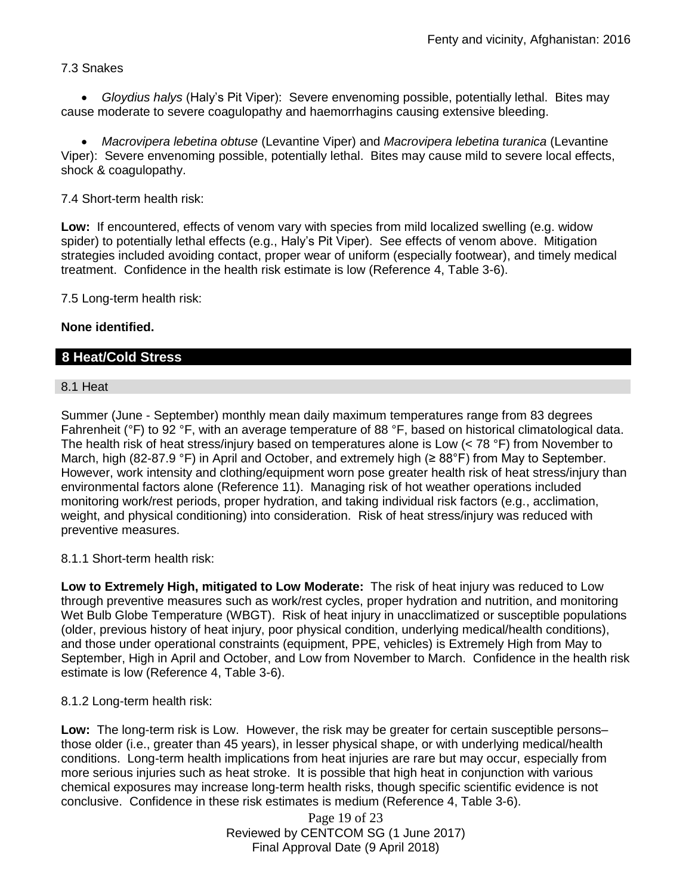7.3 Snakes

- *Gloydius halys* (Haly's Pit Viper): Severe envenoming possible, potentially lethal. Bites may cause moderate to severe coagulopathy and haemorrhagins causing extensive bleeding.

- *Macrovipera lebetina obtuse* (Levantine Viper) and *Macrovipera lebetina turanica* (Levantine Viper): Severe envenoming possible, potentially lethal. Bites may cause mild to severe local effects, shock & coagulopathy.

7.4 Short-term health risk:

**Low:** If encountered, effects of venom vary with species from mild localized swelling (e.g. widow spider) to potentially lethal effects (e.g., Haly's Pit Viper). See effects of venom above. Mitigation strategies included avoiding contact, proper wear of uniform (especially footwear), and timely medical treatment. Confidence in the health risk estimate is low (Reference 4, Table 3-6).

7.5 Long-term health risk:

**None identified.**

## 8 Heat/Cold Stress

### 8.1 Heat

Summer (June - September) monthly mean daily maximum temperatures range from 83 degrees Fahrenheit (°F) to 92 °F, with an average temperature of 88 °F, based on historical climatological data. The health risk of heat stress/injury based on temperatures alone is Low (< 78 °F) from November to March, high (82-87.9 °F) in April and October, and extremely high (≥ 88°F) from May to September. However, work intensity and clothing/equipment worn pose greater health risk of heat stress/injury than environmental factors alone (Reference 11). Managing risk of hot weather operations included monitoring work/rest periods, proper hydration, and taking individual risk factors (e.g., acclimation, weight, and physical conditioning) into consideration. Risk of heat stress/injury was reduced with preventive measures.

8.1.1 Short-term health risk:

**Low to Extremely High, mitigated to Low Moderate:** The risk of heat injury was reduced to Low through preventive measures such as work/rest cycles, proper hydration and nutrition, and monitoring Wet Bulb Globe Temperature (WBGT). Risk of heat injury in unacclimatized or susceptible populations (older, previous history of heat injury, poor physical condition, underlying medical/health conditions), and those under operational constraints (equipment, PPE, vehicles) is Extremely High from May to September, High in April and October, and Low from November to March. Confidence in the health risk estimate is low (Reference 4, Table 3-6).

8.1.2 Long-term health risk:

**Low:** The long-term risk is Low. However, the risk may be greater for certain susceptible persons– those older (i.e., greater than 45 years), in lesser physical shape, or with underlying medical/health conditions. Long-term health implications from heat injuries are rare but may occur, especially from more serious injuries such as heat stroke. It is possible that high heat in conjunction with various chemical exposures may increase long-term health risks, though specific scientific evidence is not conclusive. Confidence in these risk estimates is medium (Reference 4, Table 3-6).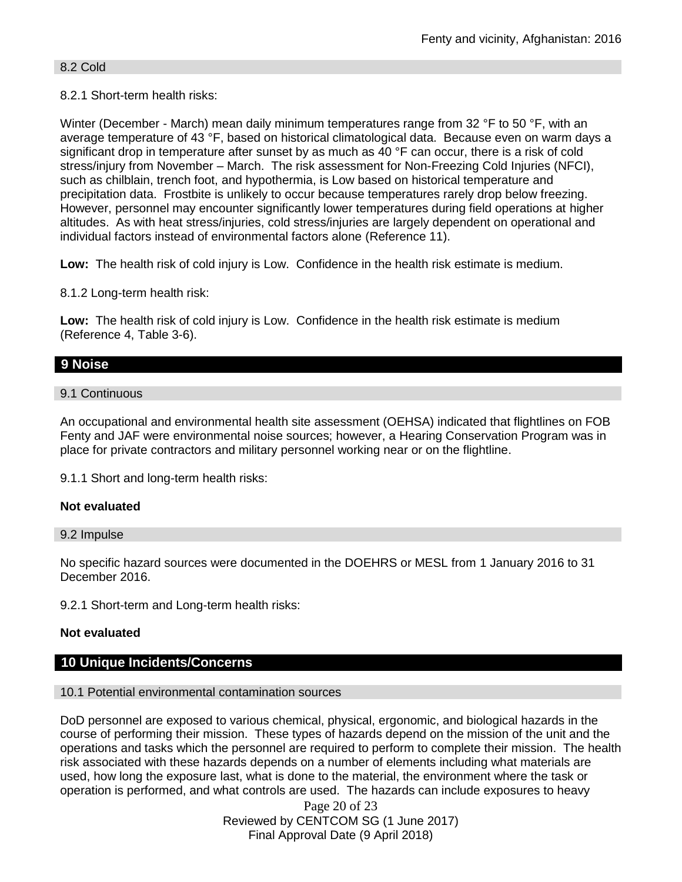### 8.2 Cold

8.2.1 Short-term health risks:

Winter (December - March) mean daily minimum temperatures range from 32 °F to 50 °F, with an average temperature of 43 °F, based on historical climatological data. Because even on warm days a significant drop in temperature after sunset by as much as 40 °F can occur, there is a risk of cold stress/injury from November – March. The risk assessment for Non-Freezing Cold Injuries (NFCI), such as chilblain, trench foot, and hypothermia, is Low based on historical temperature and precipitation data. Frostbite is unlikely to occur because temperatures rarely drop below freezing. However, personnel may encounter significantly lower temperatures during field operations at higher altitudes. As with heat stress/injuries, cold stress/injuries are largely dependent on operational and individual factors instead of environmental factors alone (Reference 11).

**Low:** The health risk of cold injury is Low. Confidence in the health risk estimate is medium.

8.1.2 Long-term health risk:

**Low:** The health risk of cold injury is Low. Confidence in the health risk estimate is medium (Reference 4, Table 3-6).

## 9 Noise

### 9.1 Continuous

An occupational and environmental health site assessment (OEHSA) indicated that flightlines on FOB Fenty and JAF were environmental noise sources; however, a Hearing Conservation Program was in place for private contractors and military personnel working near or on the flightline.

9.1.1 Short and long-term health risks:

**Not evaluated**

### 9.2 Impulse

No specific hazard sources were documented in the DOEHRS or MESL from 1 January 2016 to 31 December 2016.

9.2.1 Short-term and Long-term health risks:

**Not evaluated**

## 10 Unique Incidents/Concerns

### 10.1 Potential environmental contamination sources

DoD personnel are exposed to various chemical, physical, ergonomic, and biological hazards in the course of performing their mission. These types of hazards depend on the mission of the unit and the operations and tasks which the personnel are required to perform to complete their mission. The health risk associated with these hazards depends on a number of elements including what materials are used, how long the exposure last, what is done to the material, the environment where the task or operation is performed, and what controls are used. The hazards can include exposures to heavy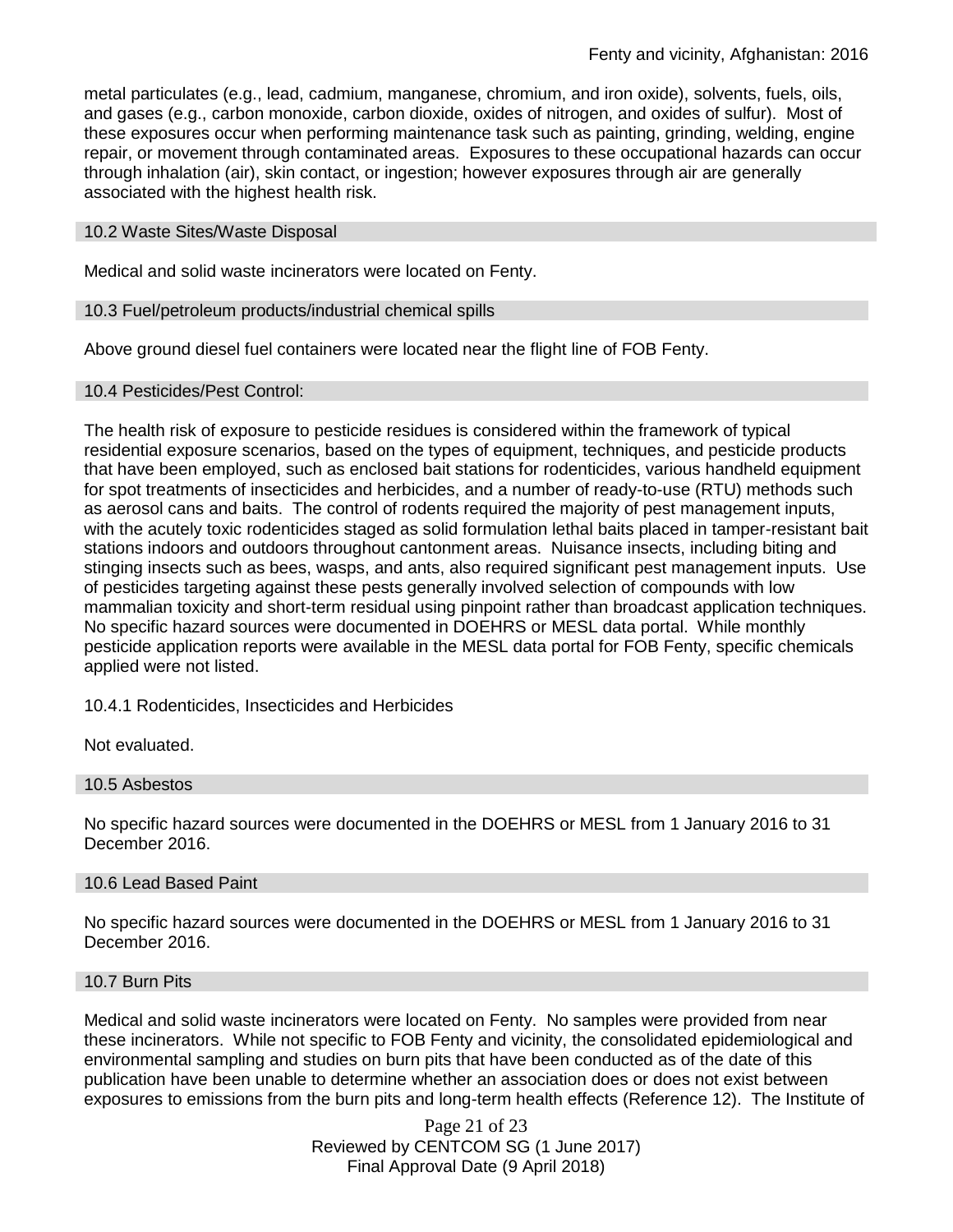metal particulates (e.g., lead, cadmium, manganese, chromium, and iron oxide), solvents, fuels, oils, and gases (e.g., carbon monoxide, carbon dioxide, oxides of nitrogen, and oxides of sulfur). Most of these exposures occur when performing maintenance task such as painting, grinding, welding, engine repair, or movement through contaminated areas. Exposures to these occupational hazards can occur through inhalation (air), skin contact, or ingestion; however exposures through air are generally associated with the highest health risk.

### 10.2 Waste Sites/Waste Disposal

Medical and solid waste incinerators were located on Fenty.

### 10.3 Fuel/petroleum products/industrial chemical spills

Above ground diesel fuel containers were located near the flight line of FOB Fenty.

### 10.4 Pesticides/Pest Control:

The health risk of exposure to pesticide residues is considered within the framework of typical residential exposure scenarios, based on the types of equipment, techniques, and pesticide products that have been employed, such as enclosed bait stations for rodenticides, various handheld equipment for spot treatments of insecticides and herbicides, and a number of ready-to-use (RTU) methods such as aerosol cans and baits. The control of rodents required the majority of pest management inputs, with the acutely toxic rodenticides staged as solid formulation lethal baits placed in tamper-resistant bait stations indoors and outdoors throughout cantonment areas. Nuisance insects, including biting and stinging insects such as bees, wasps, and ants, also required significant pest management inputs. Use of pesticides targeting against these pests generally involved selection of compounds with low mammalian toxicity and short-term residual using pinpoint rather than broadcast application techniques. No specific hazard sources were documented in DOEHRS or MESL data portal. While monthly pesticide application reports were available in the MESL data portal for FOB Fenty, specific chemicals applied were not listed.

#### 10.4.1 Rodenticides, Insecticides and Herbicides

Not evaluated.

### 10.5 Asbestos

No specific hazard sources were documented in the DOEHRS or MESL from 1 January 2016 to 31 December 2016.

### 10.6 Lead Based Paint

No specific hazard sources were documented in the DOEHRS or MESL from 1 January 2016 to 31 December 2016.

### 10.7 Burn Pits

Medical and solid waste incinerators were located on Fenty. No samples were provided from near these incinerators. While not specific to FOB Fenty and vicinity, the consolidated epidemiological and environmental sampling and studies on burn pits that have been conducted as of the date of this publication have been unable to determine whether an association does or does not exist between exposures to emissions from the burn pits and long-term health effects (Reference 12). The Institute of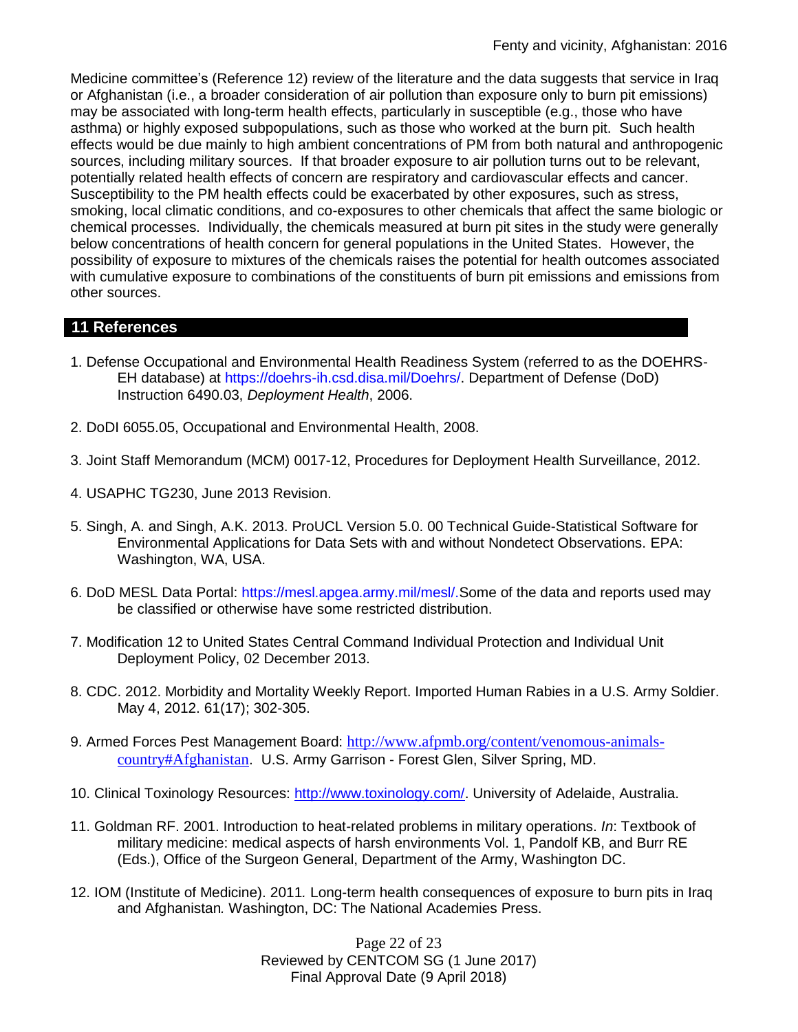Medicine committee's (Reference 12) review of the literature and the data suggests that service in Iraq or Afghanistan (i.e., a broader consideration of air pollution than exposure only to burn pit emissions) may be associated with long-term health effects, particularly in susceptible (e.g., those who have asthma) or highly exposed subpopulations, such as those who worked at the burn pit. Such health effects would be due mainly to high ambient concentrations of PM from both natural and anthropogenic sources, including military sources. If that broader exposure to air pollution turns out to be relevant, potentially related health effects of concern are respiratory and cardiovascular effects and cancer. Susceptibility to the PM health effects could be exacerbated by other exposures, such as stress, smoking, local climatic conditions, and co-exposures to other chemicals that affect the same biologic or chemical processes. Individually, the chemicals measured at burn pit sites in the study were generally below concentrations of health concern for general populations in the United States. However, the possibility of exposure to mixtures of the chemicals raises the potential for health outcomes associated with cumulative exposure to combinations of the constituents of burn pit emissions and emissions from other sources.

## 11 References

1. Defense Occupational and Environmental Health Readiness System (referred to as the DOEHRS-EH database) at https://doehrs-ih.csd.disa.mil/Doehrs/. Department of Defense (DoD) Instruction 6490.03, *Deployment Health*, 2006.

2. DoDI 6055.05, Occupational and Environmental Health, 2008.

3. Joint Staff Memorandum (MCM) 0017-12, Procedures for Deployment Health Surveillance, 2012.

4. USAPHC TG230, June 2013 Revision.

5. Singh, A. and Singh, A.K. 2013. ProUCL Version 5.0. 00 Technical Guide-Statistical Software for Environmental Applications for Data Sets with and without Nondetect Observations. EPA: Washington, WA, USA.

6. DoD MESL Data Portal: https://mesl.apgea.army.mil/mesl/.Some of the data and reports used may be classified or otherwise have some restricted distribution.

7. Modification 12 to United States Central Command Individual Protection and Individual Unit Deployment Policy, 02 December 2013.

8. CDC. 2012. Morbidity and Mortality Weekly Report. Imported Human Rabies in a U.S. Army Soldier. May 4, 2012. 61(17); 302-305.

9. Armed Forces Pest Management Board: http://www.afpmb.org/content/venomous-animals-country#Afghanistan. U.S. Army Garrison - Forest Glen, Silver Spring, MD.

10. Clinical Toxinology Resources: http://www.toxinology.com/. University of Adelaide, Australia.

11. Goldman RF. 2001. Introduction to heat-related problems in military operations. *In*: Textbook of military medicine: medical aspects of harsh environments Vol. 1, Pandolf KB, and Burr RE (Eds.), Office of the Surgeon General, Department of the Army, Washington DC.

12. IOM (Institute of Medicine). 2011*.* Long-term health consequences of exposure to burn pits in Iraq and Afghanistan*.* Washington, DC: The National Academies Press.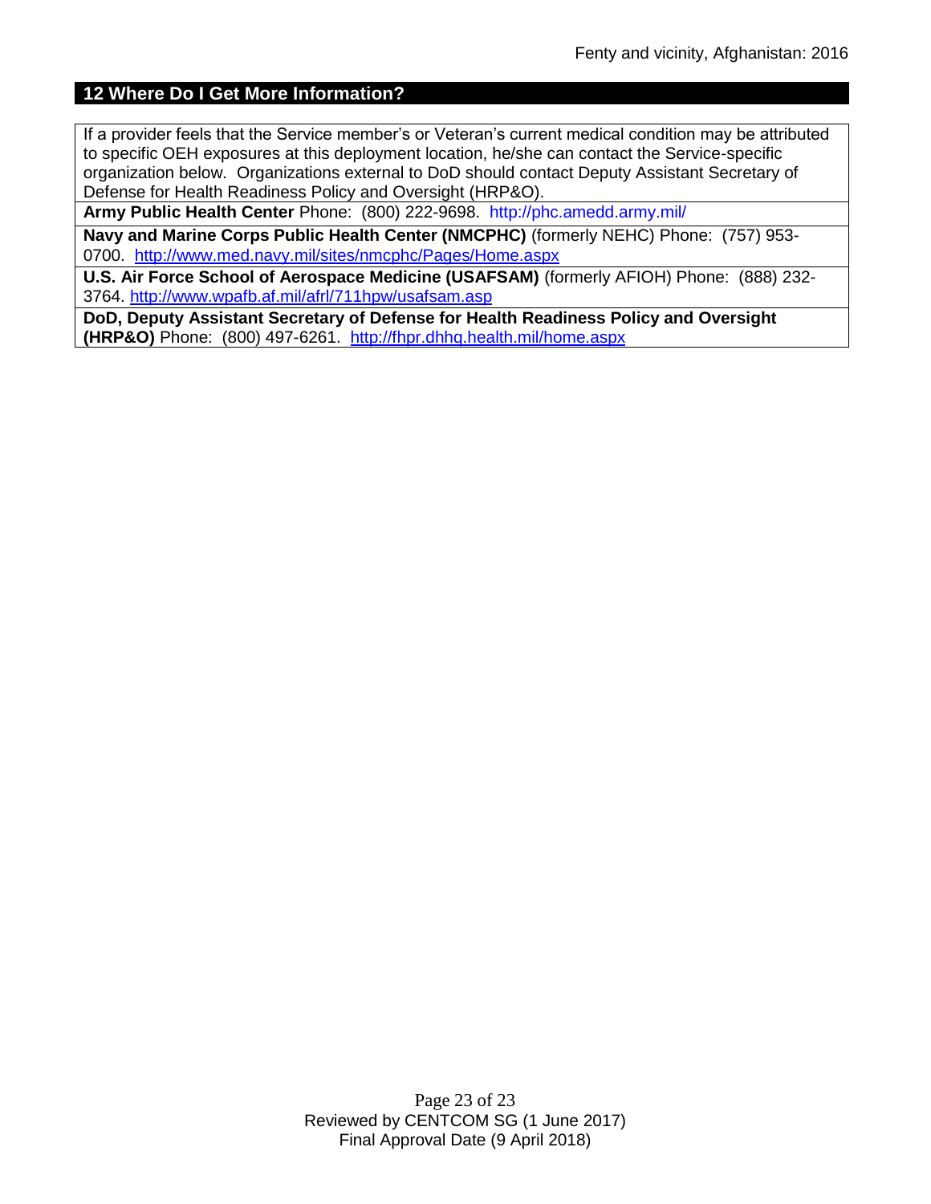## 12 Where Do I Get More Information?

| |
|---|
| If a provider feels that the Service member's or Veteran's current medical condition may be attributed to specific OEH exposures at this deployment location, he/she can contact the Service-specific organization below. Organizations external to DoD should contact Deputy Assistant Secretary of Defense for Health Readiness Policy and Oversight (HRP&O). |
| **Army Public Health Center** Phone: (800) 222-9698. http://phc.amedd.army.mil/ |
| **Navy and Marine Corps Public Health Center (NMCPHC)** (formerly NEHC) Phone: (757) 953-0700. http://www.med.navy.mil/sites/nmcphc/Pages/Home.aspx |
| **U.S. Air Force School of Aerospace Medicine (USAFSAM)** (formerly AFIOH) Phone: (888) 232-3764. http://www.wpafb.af.mil/afrl/711hpw/usafsam.asp |
| **DoD, Deputy Assistant Secretary of Defense for Health Readiness Policy and Oversight (HRP&O)** Phone: (800) 497-6261. http://fhpr.dhhq.health.mil/home.aspx |

Reviewed by CENTCOM SG (1 June 2017)
Final Approval Date (9 April 2018)